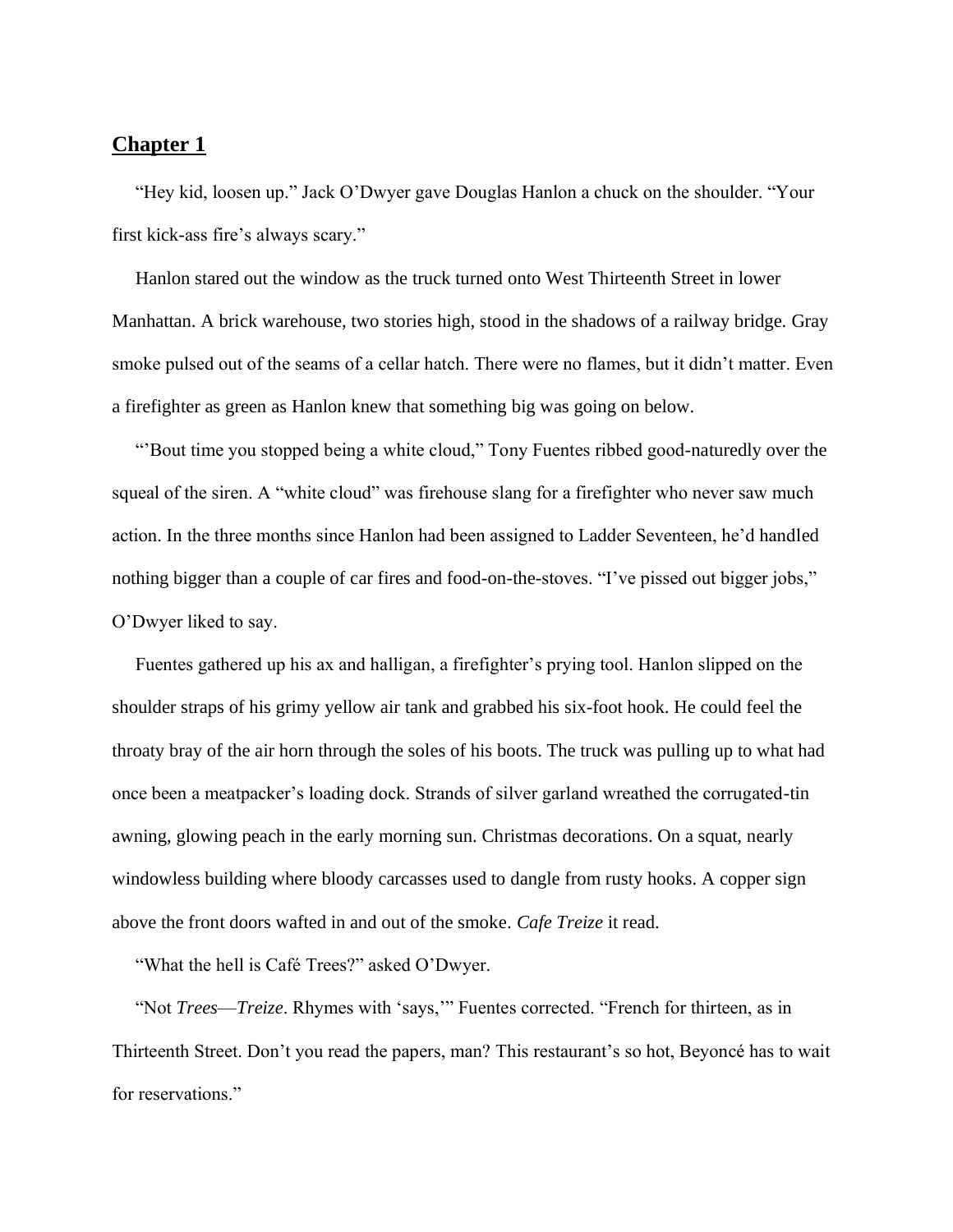## Chapter 1

"Hey kid, loosen up." Jack O'Dwyer gave Douglas Hanlon a chuck on the shoulder. "Your first kick-ass fire's always scary."

Hanlon stared out the window as the truck turned onto West Thirteenth Street in lower Manhattan. A brick warehouse, two stories high, stood in the shadows of a railway bridge. Gray smoke pulsed out of the seams of a cellar hatch. There were no flames, but it didn't matter. Even a firefighter as green as Hanlon knew that something big was going on below.

"'Bout time you stopped being a white cloud," Tony Fuentes ribbed good-naturedly over the squeal of the siren. A "white cloud" was firehouse slang for a firefighter who never saw much action. In the three months since Hanlon had been assigned to Ladder Seventeen, he'd handled nothing bigger than a couple of car fires and food-on-the-stoves. "I've pissed out bigger jobs," O'Dwyer liked to say.

Fuentes gathered up his ax and halligan, a firefighter's prying tool. Hanlon slipped on the shoulder straps of his grimy yellow air tank and grabbed his six-foot hook. He could feel the throaty bray of the air horn through the soles of his boots. The truck was pulling up to what had once been a meatpacker's loading dock. Strands of silver garland wreathed the corrugated-tin awning, glowing peach in the early morning sun. Christmas decorations. On a squat, nearly windowless building where bloody carcasses used to dangle from rusty hooks. A copper sign above the front doors wafted in and out of the smoke. *Cafe Treize* it read.

"What the hell is Café Trees?" asked O'Dwyer.

"Not *Trees*—*Treize*. Rhymes with 'says,'" Fuentes corrected. "French for thirteen, as in Thirteenth Street. Don't you read the papers, man? This restaurant's so hot, Beyoncé has to wait for reservations."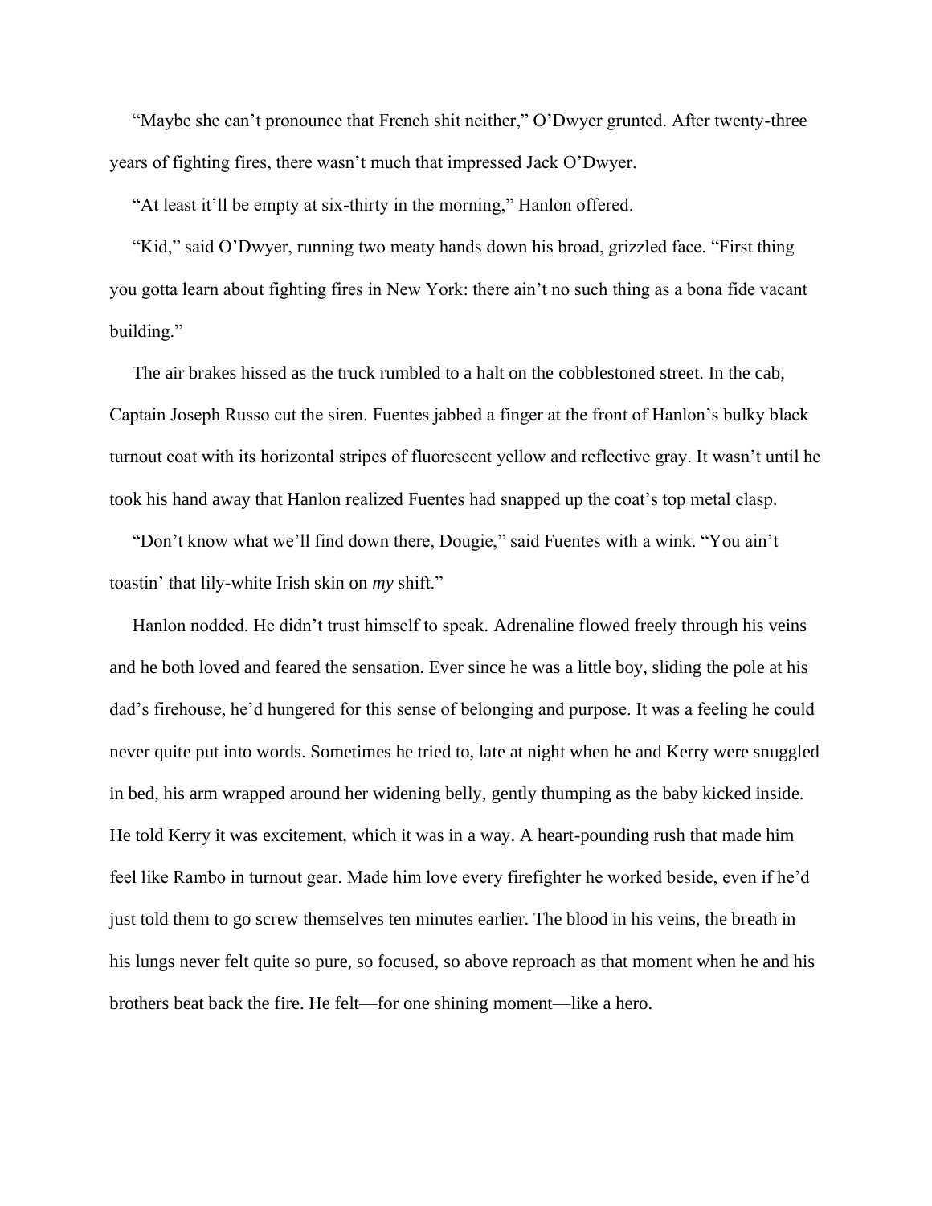"Maybe she can't pronounce that French shit neither," O'Dwyer grunted. After twenty-three years of fighting fires, there wasn't much that impressed Jack O'Dwyer.

"At least it'll be empty at six-thirty in the morning," Hanlon offered.

"Kid," said O'Dwyer, running two meaty hands down his broad, grizzled face. "First thing you gotta learn about fighting fires in New York: there ain't no such thing as a bona fide vacant building."

The air brakes hissed as the truck rumbled to a halt on the cobblestoned street. In the cab, Captain Joseph Russo cut the siren. Fuentes jabbed a finger at the front of Hanlon's bulky black turnout coat with its horizontal stripes of fluorescent yellow and reflective gray. It wasn't until he took his hand away that Hanlon realized Fuentes had snapped up the coat's top metal clasp.

"Don't know what we'll find down there, Dougie," said Fuentes with a wink. "You ain't toastin' that lily-white Irish skin on *my* shift."

Hanlon nodded. He didn't trust himself to speak. Adrenaline flowed freely through his veins and he both loved and feared the sensation. Ever since he was a little boy, sliding the pole at his dad's firehouse, he'd hungered for this sense of belonging and purpose. It was a feeling he could never quite put into words. Sometimes he tried to, late at night when he and Kerry were snuggled in bed, his arm wrapped around her widening belly, gently thumping as the baby kicked inside. He told Kerry it was excitement, which it was in a way. A heart-pounding rush that made him feel like Rambo in turnout gear. Made him love every firefighter he worked beside, even if he'd just told them to go screw themselves ten minutes earlier. The blood in his veins, the breath in his lungs never felt quite so pure, so focused, so above reproach as that moment when he and his brothers beat back the fire. He felt—for one shining moment—like a hero.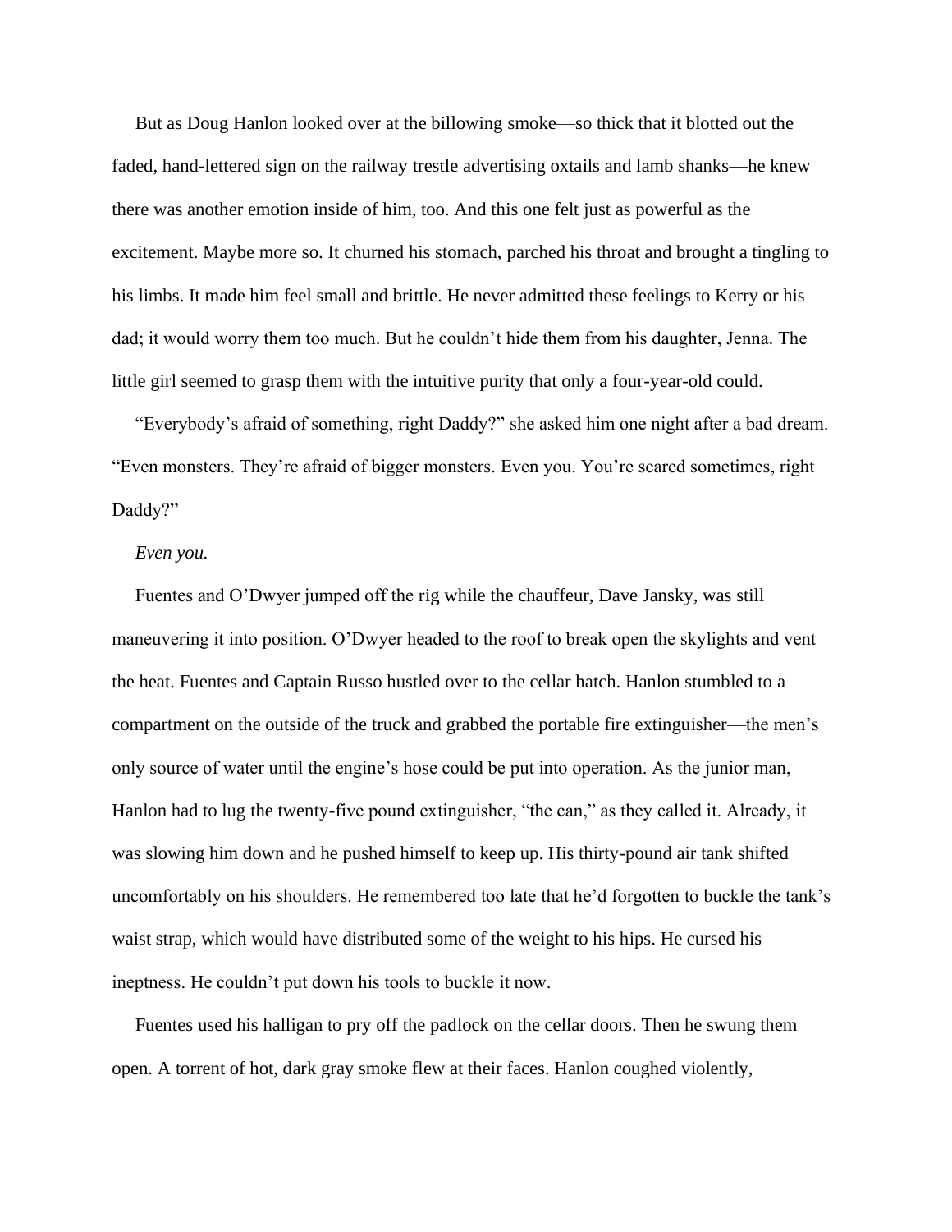But as Doug Hanlon looked over at the billowing smoke—so thick that it blotted out the faded, hand-lettered sign on the railway trestle advertising oxtails and lamb shanks—he knew there was another emotion inside of him, too. And this one felt just as powerful as the excitement. Maybe more so. It churned his stomach, parched his throat and brought a tingling to his limbs. It made him feel small and brittle. He never admitted these feelings to Kerry or his dad; it would worry them too much. But he couldn't hide them from his daughter, Jenna. The little girl seemed to grasp them with the intuitive purity that only a four-year-old could.

"Everybody's afraid of something, right Daddy?" she asked him one night after a bad dream. "Even monsters. They're afraid of bigger monsters. Even you. You're scared sometimes, right Daddy?"

*Even you.*

Fuentes and O'Dwyer jumped off the rig while the chauffeur, Dave Jansky, was still maneuvering it into position. O'Dwyer headed to the roof to break open the skylights and vent the heat. Fuentes and Captain Russo hustled over to the cellar hatch. Hanlon stumbled to a compartment on the outside of the truck and grabbed the portable fire extinguisher—the men's only source of water until the engine's hose could be put into operation. As the junior man, Hanlon had to lug the twenty-five pound extinguisher, "the can," as they called it. Already, it was slowing him down and he pushed himself to keep up. His thirty-pound air tank shifted uncomfortably on his shoulders. He remembered too late that he'd forgotten to buckle the tank's waist strap, which would have distributed some of the weight to his hips. He cursed his ineptness. He couldn't put down his tools to buckle it now.

Fuentes used his halligan to pry off the padlock on the cellar doors. Then he swung them open. A torrent of hot, dark gray smoke flew at their faces. Hanlon coughed violently,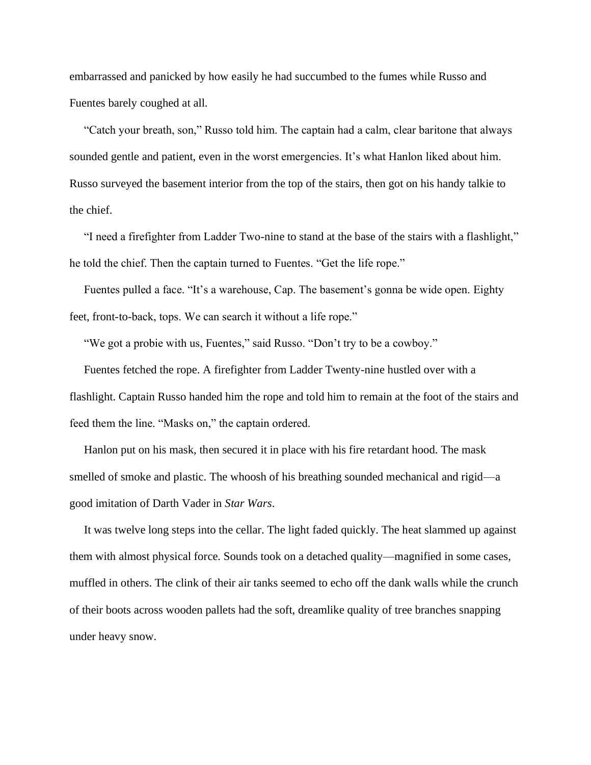embarrassed and panicked by how easily he had succumbed to the fumes while Russo and Fuentes barely coughed at all.

"Catch your breath, son," Russo told him. The captain had a calm, clear baritone that always sounded gentle and patient, even in the worst emergencies. It's what Hanlon liked about him. Russo surveyed the basement interior from the top of the stairs, then got on his handy talkie to the chief.

"I need a firefighter from Ladder Two-nine to stand at the base of the stairs with a flashlight," he told the chief. Then the captain turned to Fuentes. "Get the life rope."

Fuentes pulled a face. "It's a warehouse, Cap. The basement's gonna be wide open. Eighty feet, front-to-back, tops. We can search it without a life rope."

"We got a probie with us, Fuentes," said Russo. "Don't try to be a cowboy."

Fuentes fetched the rope. A firefighter from Ladder Twenty-nine hustled over with a flashlight. Captain Russo handed him the rope and told him to remain at the foot of the stairs and feed them the line. "Masks on," the captain ordered.

Hanlon put on his mask, then secured it in place with his fire retardant hood. The mask smelled of smoke and plastic. The whoosh of his breathing sounded mechanical and rigid—a good imitation of Darth Vader in *Star Wars*.

It was twelve long steps into the cellar. The light faded quickly. The heat slammed up against them with almost physical force. Sounds took on a detached quality—magnified in some cases, muffled in others. The clink of their air tanks seemed to echo off the dank walls while the crunch of their boots across wooden pallets had the soft, dreamlike quality of tree branches snapping under heavy snow.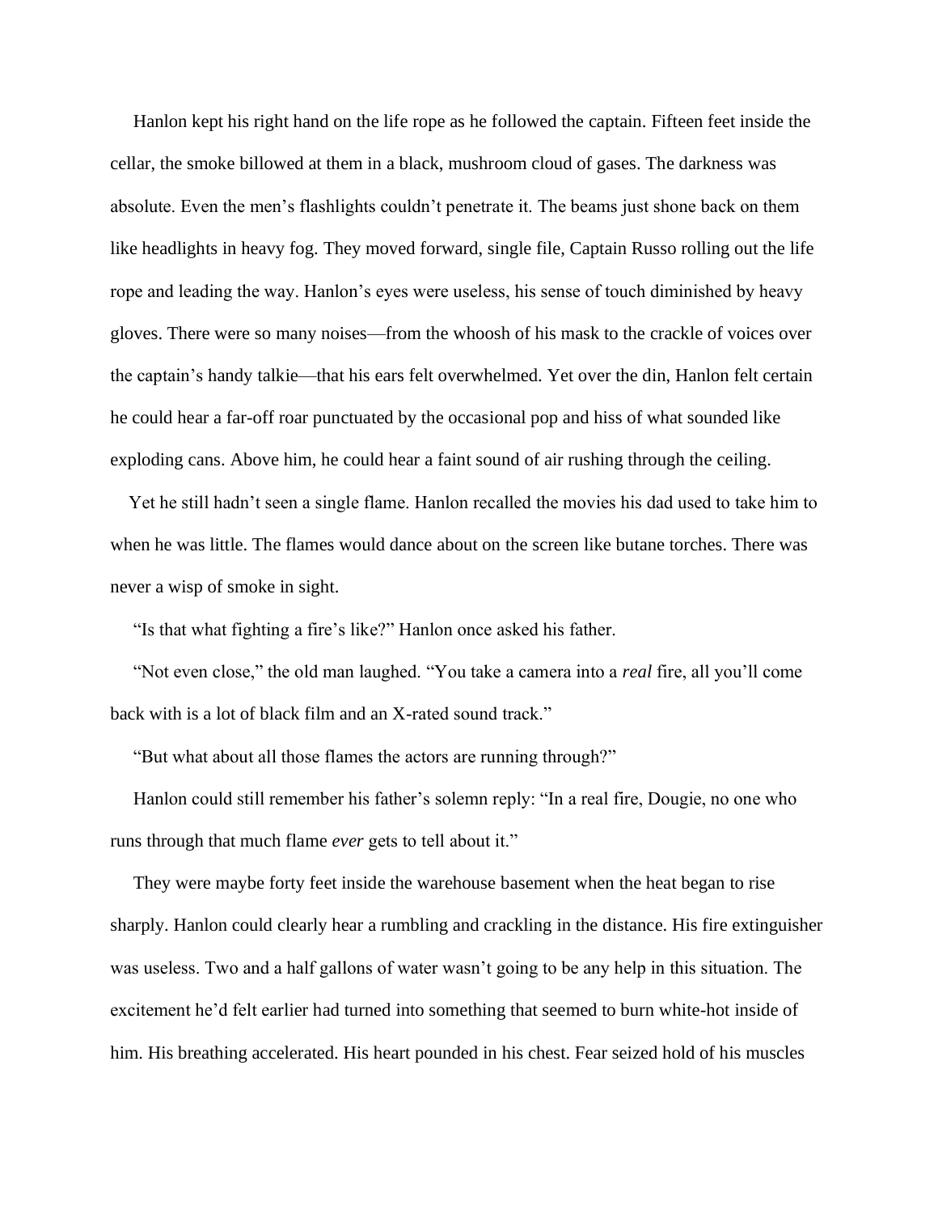Hanlon kept his right hand on the life rope as he followed the captain. Fifteen feet inside the cellar, the smoke billowed at them in a black, mushroom cloud of gases. The darkness was absolute. Even the men's flashlights couldn't penetrate it. The beams just shone back on them like headlights in heavy fog. They moved forward, single file, Captain Russo rolling out the life rope and leading the way. Hanlon's eyes were useless, his sense of touch diminished by heavy gloves. There were so many noises—from the whoosh of his mask to the crackle of voices over the captain's handy talkie—that his ears felt overwhelmed. Yet over the din, Hanlon felt certain he could hear a far-off roar punctuated by the occasional pop and hiss of what sounded like exploding cans. Above him, he could hear a faint sound of air rushing through the ceiling.

Yet he still hadn't seen a single flame. Hanlon recalled the movies his dad used to take him to when he was little. The flames would dance about on the screen like butane torches. There was never a wisp of smoke in sight.

"Is that what fighting a fire's like?" Hanlon once asked his father.

"Not even close," the old man laughed. "You take a camera into a *real* fire, all you'll come back with is a lot of black film and an X-rated sound track."

"But what about all those flames the actors are running through?"

Hanlon could still remember his father's solemn reply: "In a real fire, Dougie, no one who runs through that much flame *ever* gets to tell about it."

They were maybe forty feet inside the warehouse basement when the heat began to rise sharply. Hanlon could clearly hear a rumbling and crackling in the distance. His fire extinguisher was useless. Two and a half gallons of water wasn't going to be any help in this situation. The excitement he'd felt earlier had turned into something that seemed to burn white-hot inside of him. His breathing accelerated. His heart pounded in his chest. Fear seized hold of his muscles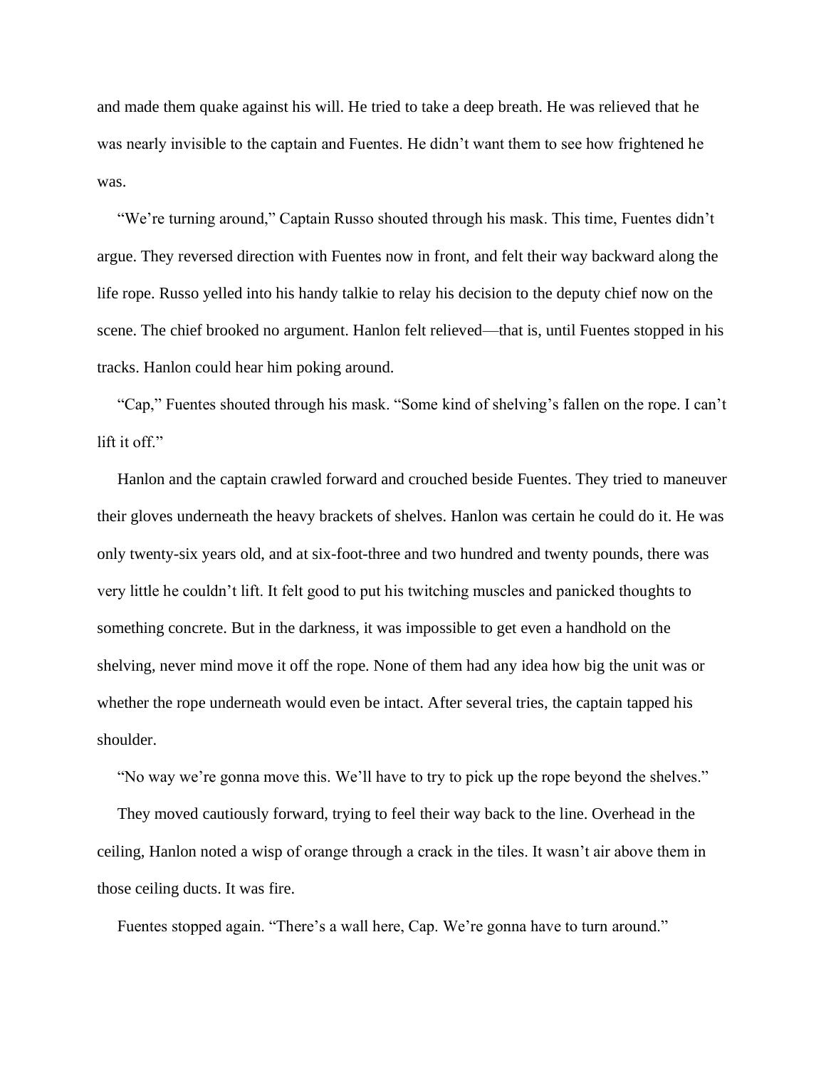and made them quake against his will. He tried to take a deep breath. He was relieved that he was nearly invisible to the captain and Fuentes. He didn't want them to see how frightened he was.

"We're turning around," Captain Russo shouted through his mask. This time, Fuentes didn't argue. They reversed direction with Fuentes now in front, and felt their way backward along the life rope. Russo yelled into his handy talkie to relay his decision to the deputy chief now on the scene. The chief brooked no argument. Hanlon felt relieved—that is, until Fuentes stopped in his tracks. Hanlon could hear him poking around.

"Cap," Fuentes shouted through his mask. "Some kind of shelving's fallen on the rope. I can't lift it off."

Hanlon and the captain crawled forward and crouched beside Fuentes. They tried to maneuver their gloves underneath the heavy brackets of shelves. Hanlon was certain he could do it. He was only twenty-six years old, and at six-foot-three and two hundred and twenty pounds, there was very little he couldn't lift. It felt good to put his twitching muscles and panicked thoughts to something concrete. But in the darkness, it was impossible to get even a handhold on the shelving, never mind move it off the rope. None of them had any idea how big the unit was or whether the rope underneath would even be intact. After several tries, the captain tapped his shoulder.

"No way we're gonna move this. We'll have to try to pick up the rope beyond the shelves."

They moved cautiously forward, trying to feel their way back to the line. Overhead in the ceiling, Hanlon noted a wisp of orange through a crack in the tiles. It wasn't air above them in those ceiling ducts. It was fire.

Fuentes stopped again. "There's a wall here, Cap. We're gonna have to turn around."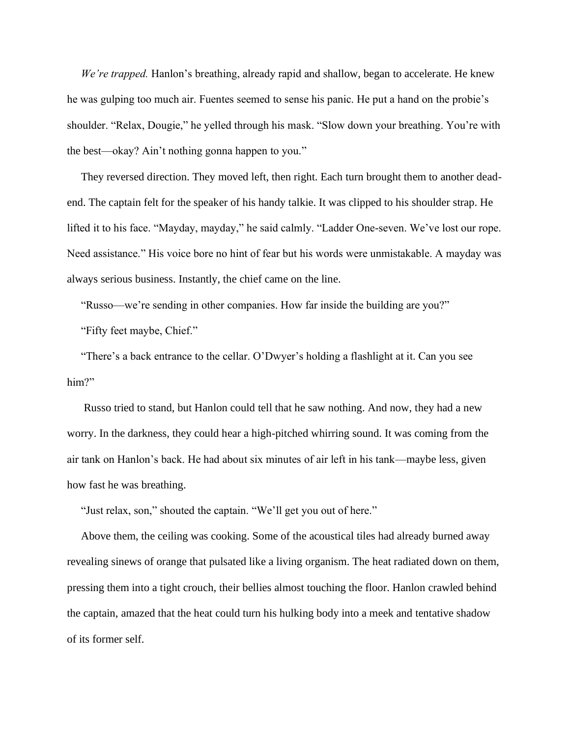*We're trapped.* Hanlon's breathing, already rapid and shallow, began to accelerate. He knew he was gulping too much air. Fuentes seemed to sense his panic. He put a hand on the probie's shoulder. "Relax, Dougie," he yelled through his mask. "Slow down your breathing. You're with the best—okay? Ain't nothing gonna happen to you."

They reversed direction. They moved left, then right. Each turn brought them to another dead-end. The captain felt for the speaker of his handy talkie. It was clipped to his shoulder strap. He lifted it to his face. "Mayday, mayday," he said calmly. "Ladder One-seven. We've lost our rope. Need assistance." His voice bore no hint of fear but his words were unmistakable. A mayday was always serious business. Instantly, the chief came on the line.

"Russo—we're sending in other companies. How far inside the building are you?"

"Fifty feet maybe, Chief."

"There's a back entrance to the cellar. O'Dwyer's holding a flashlight at it. Can you see him?"

Russo tried to stand, but Hanlon could tell that he saw nothing. And now, they had a new worry. In the darkness, they could hear a high-pitched whirring sound. It was coming from the air tank on Hanlon's back. He had about six minutes of air left in his tank—maybe less, given how fast he was breathing.

"Just relax, son," shouted the captain. "We'll get you out of here."

Above them, the ceiling was cooking. Some of the acoustical tiles had already burned away revealing sinews of orange that pulsated like a living organism. The heat radiated down on them, pressing them into a tight crouch, their bellies almost touching the floor. Hanlon crawled behind the captain, amazed that the heat could turn his hulking body into a meek and tentative shadow of its former self.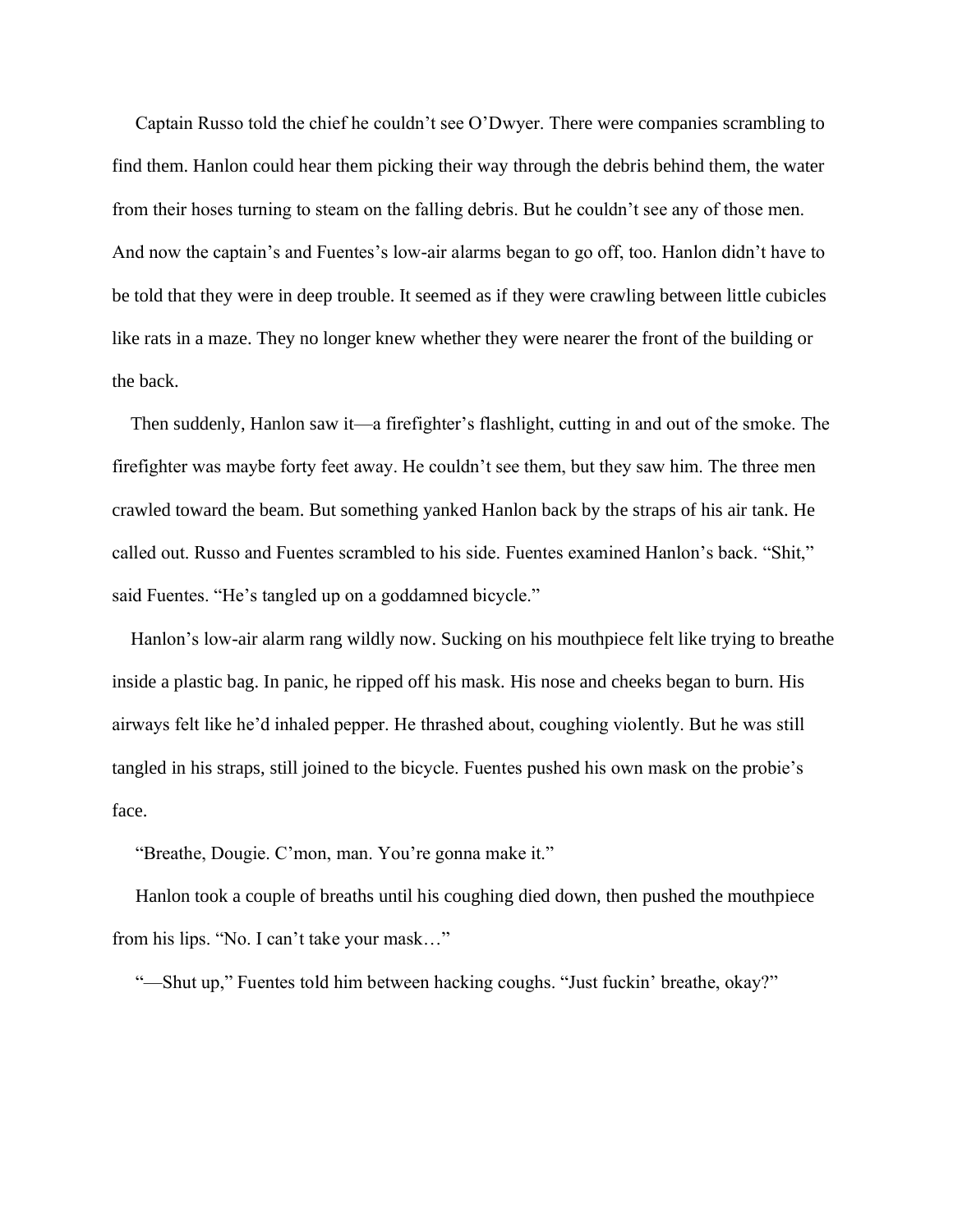Captain Russo told the chief he couldn't see O'Dwyer. There were companies scrambling to find them. Hanlon could hear them picking their way through the debris behind them, the water from their hoses turning to steam on the falling debris. But he couldn't see any of those men. And now the captain's and Fuentes's low-air alarms began to go off, too. Hanlon didn't have to be told that they were in deep trouble. It seemed as if they were crawling between little cubicles like rats in a maze. They no longer knew whether they were nearer the front of the building or the back.

Then suddenly, Hanlon saw it—a firefighter's flashlight, cutting in and out of the smoke. The firefighter was maybe forty feet away. He couldn't see them, but they saw him. The three men crawled toward the beam. But something yanked Hanlon back by the straps of his air tank. He called out. Russo and Fuentes scrambled to his side. Fuentes examined Hanlon's back. "Shit," said Fuentes. "He's tangled up on a goddamned bicycle."

Hanlon's low-air alarm rang wildly now. Sucking on his mouthpiece felt like trying to breathe inside a plastic bag. In panic, he ripped off his mask. His nose and cheeks began to burn. His airways felt like he'd inhaled pepper. He thrashed about, coughing violently. But he was still tangled in his straps, still joined to the bicycle. Fuentes pushed his own mask on the probie's face.

"Breathe, Dougie. C'mon, man. You're gonna make it."

Hanlon took a couple of breaths until his coughing died down, then pushed the mouthpiece from his lips. "No. I can't take your mask…"

"—Shut up," Fuentes told him between hacking coughs. "Just fuckin' breathe, okay?"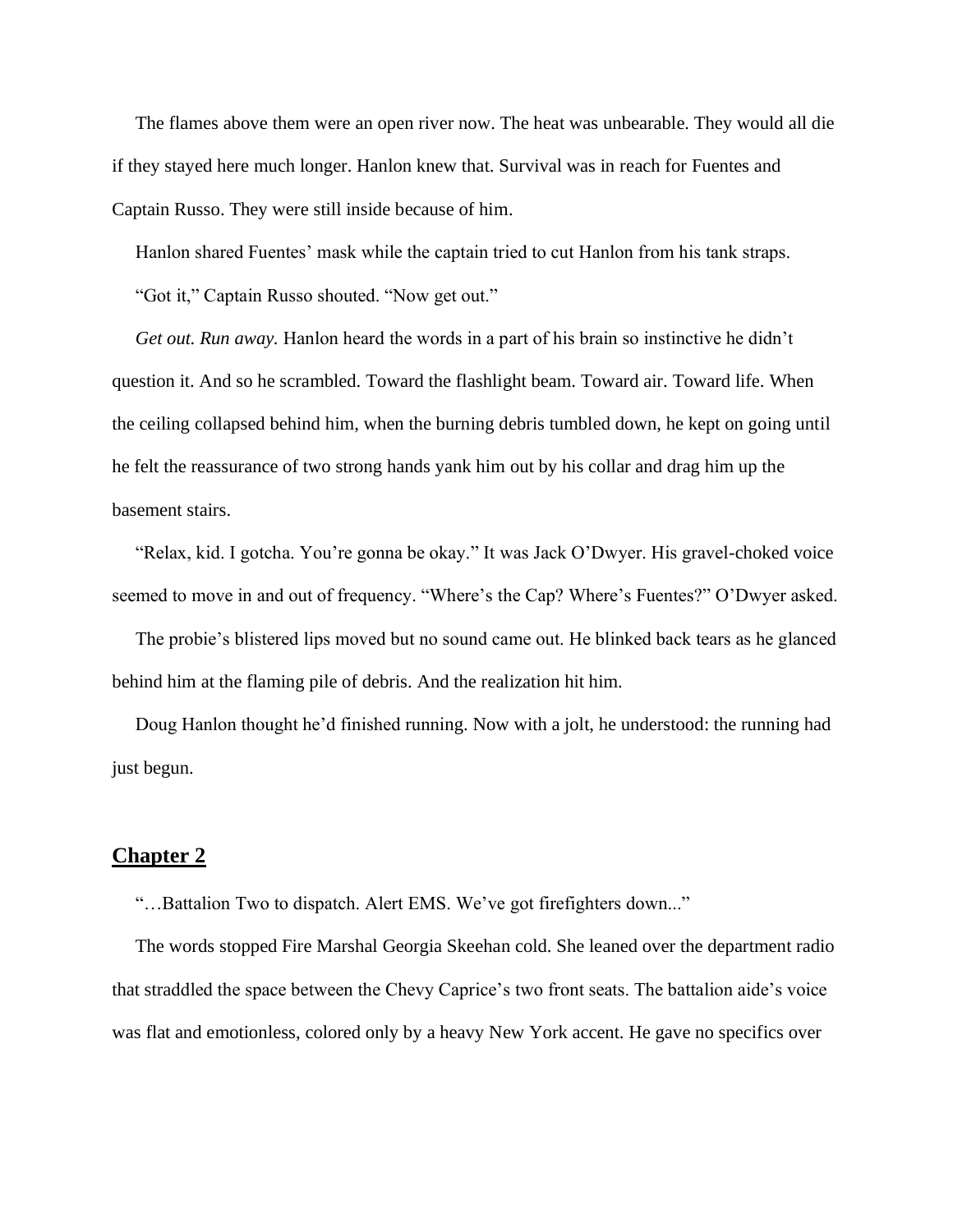The flames above them were an open river now. The heat was unbearable. They would all die if they stayed here much longer. Hanlon knew that. Survival was in reach for Fuentes and Captain Russo. They were still inside because of him.

Hanlon shared Fuentes' mask while the captain tried to cut Hanlon from his tank straps.

"Got it," Captain Russo shouted. "Now get out."

*Get out. Run away.* Hanlon heard the words in a part of his brain so instinctive he didn't question it. And so he scrambled. Toward the flashlight beam. Toward air. Toward life. When the ceiling collapsed behind him, when the burning debris tumbled down, he kept on going until he felt the reassurance of two strong hands yank him out by his collar and drag him up the basement stairs.

"Relax, kid. I gotcha. You're gonna be okay." It was Jack O'Dwyer. His gravel-choked voice seemed to move in and out of frequency. "Where's the Cap? Where's Fuentes?" O'Dwyer asked.

The probie's blistered lips moved but no sound came out. He blinked back tears as he glanced behind him at the flaming pile of debris. And the realization hit him.

Doug Hanlon thought he'd finished running. Now with a jolt, he understood: the running had just begun.

## **Chapter 2**

"…Battalion Two to dispatch. Alert EMS. We've got firefighters down..."

The words stopped Fire Marshal Georgia Skeehan cold. She leaned over the department radio that straddled the space between the Chevy Caprice's two front seats. The battalion aide's voice was flat and emotionless, colored only by a heavy New York accent. He gave no specifics over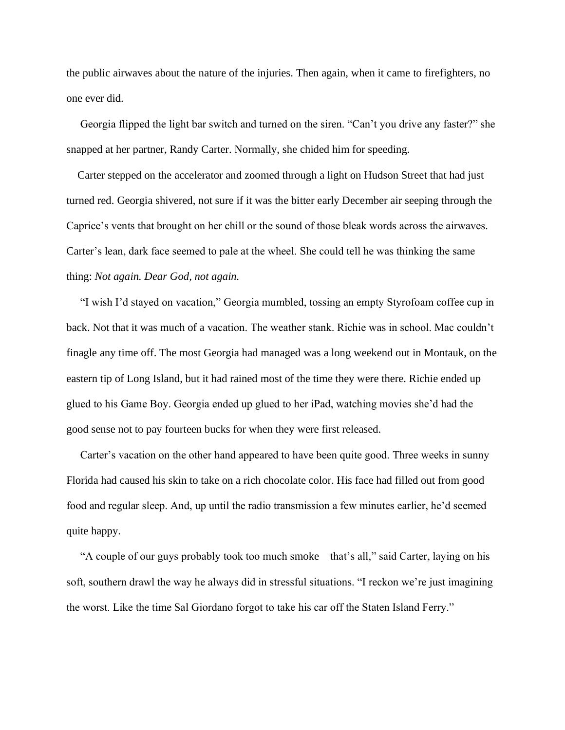the public airwaves about the nature of the injuries. Then again, when it came to firefighters, no one ever did.

Georgia flipped the light bar switch and turned on the siren. "Can't you drive any faster?" she snapped at her partner, Randy Carter. Normally, she chided him for speeding.

Carter stepped on the accelerator and zoomed through a light on Hudson Street that had just turned red. Georgia shivered, not sure if it was the bitter early December air seeping through the Caprice's vents that brought on her chill or the sound of those bleak words across the airwaves. Carter's lean, dark face seemed to pale at the wheel. She could tell he was thinking the same thing: *Not again. Dear God, not again.*

"I wish I'd stayed on vacation," Georgia mumbled, tossing an empty Styrofoam coffee cup in back. Not that it was much of a vacation. The weather stank. Richie was in school. Mac couldn't finagle any time off. The most Georgia had managed was a long weekend out in Montauk, on the eastern tip of Long Island, but it had rained most of the time they were there. Richie ended up glued to his Game Boy. Georgia ended up glued to her iPad, watching movies she'd had the good sense not to pay fourteen bucks for when they were first released.

Carter's vacation on the other hand appeared to have been quite good. Three weeks in sunny Florida had caused his skin to take on a rich chocolate color. His face had filled out from good food and regular sleep. And, up until the radio transmission a few minutes earlier, he'd seemed quite happy.

"A couple of our guys probably took too much smoke—that's all," said Carter, laying on his soft, southern drawl the way he always did in stressful situations. "I reckon we're just imagining the worst. Like the time Sal Giordano forgot to take his car off the Staten Island Ferry."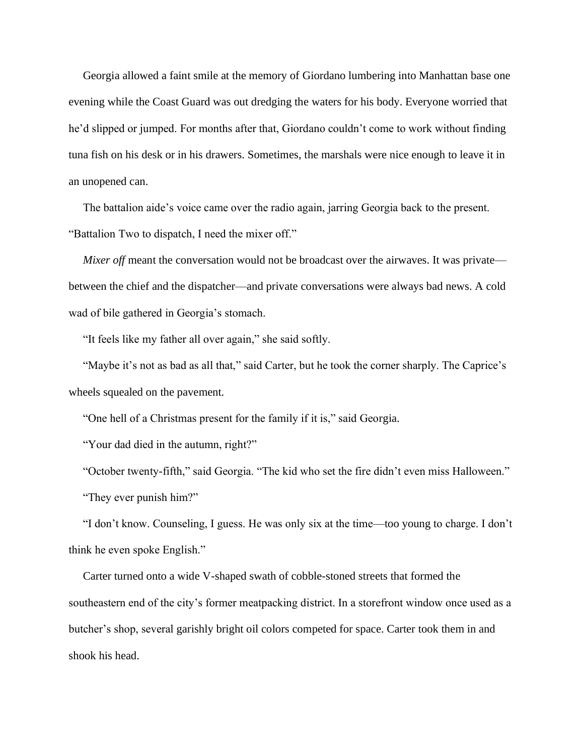Georgia allowed a faint smile at the memory of Giordano lumbering into Manhattan base one evening while the Coast Guard was out dredging the waters for his body. Everyone worried that he'd slipped or jumped. For months after that, Giordano couldn't come to work without finding tuna fish on his desk or in his drawers. Sometimes, the marshals were nice enough to leave it in an unopened can.

The battalion aide's voice came over the radio again, jarring Georgia back to the present. "Battalion Two to dispatch, I need the mixer off."

*Mixer off* meant the conversation would not be broadcast over the airwaves. It was private—between the chief and the dispatcher—and private conversations were always bad news. A cold wad of bile gathered in Georgia's stomach.

"It feels like my father all over again," she said softly.

"Maybe it's not as bad as all that," said Carter, but he took the corner sharply. The Caprice's wheels squealed on the pavement.

"One hell of a Christmas present for the family if it is," said Georgia.

"Your dad died in the autumn, right?"

"October twenty-fifth," said Georgia. "The kid who set the fire didn't even miss Halloween."

"They ever punish him?"

"I don't know. Counseling, I guess. He was only six at the time—too young to charge. I don't think he even spoke English."

Carter turned onto a wide V-shaped swath of cobble-stoned streets that formed the southeastern end of the city's former meatpacking district. In a storefront window once used as a butcher's shop, several garishly bright oil colors competed for space. Carter took them in and shook his head.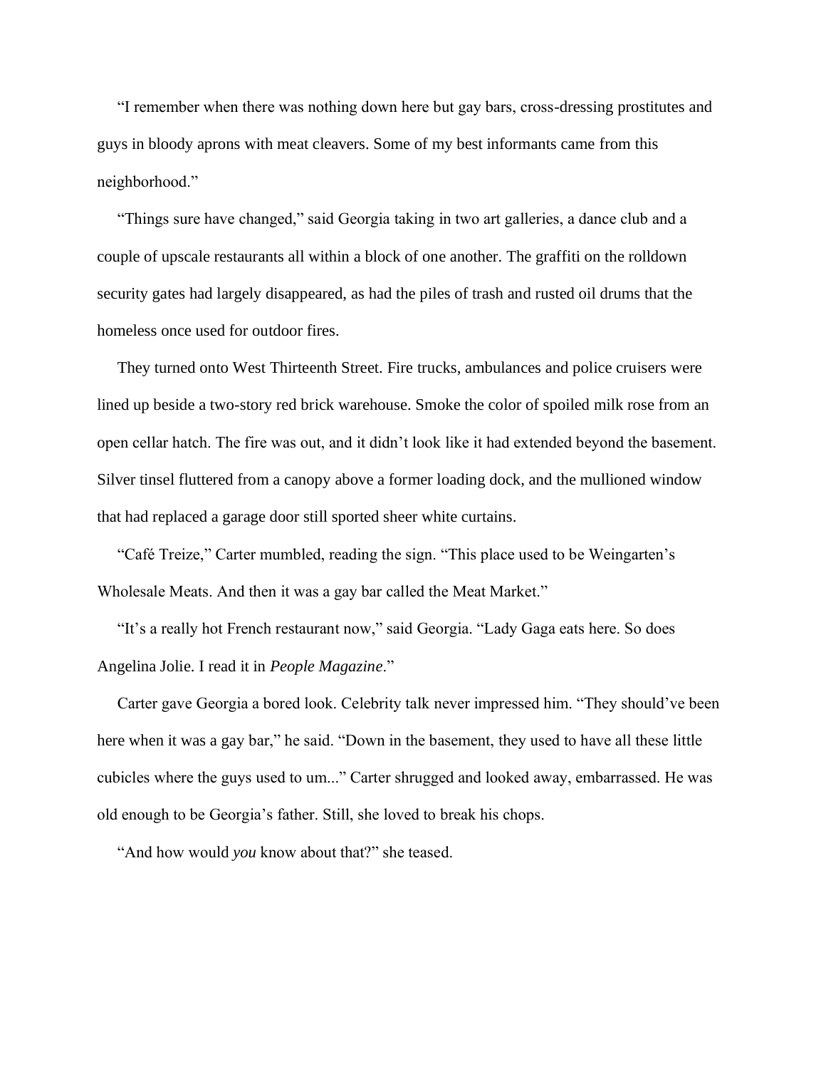"I remember when there was nothing down here but gay bars, cross-dressing prostitutes and guys in bloody aprons with meat cleavers. Some of my best informants came from this neighborhood."

"Things sure have changed," said Georgia taking in two art galleries, a dance club and a couple of upscale restaurants all within a block of one another. The graffiti on the rolldown security gates had largely disappeared, as had the piles of trash and rusted oil drums that the homeless once used for outdoor fires.

They turned onto West Thirteenth Street. Fire trucks, ambulances and police cruisers were lined up beside a two-story red brick warehouse. Smoke the color of spoiled milk rose from an open cellar hatch. The fire was out, and it didn't look like it had extended beyond the basement. Silver tinsel fluttered from a canopy above a former loading dock, and the mullioned window that had replaced a garage door still sported sheer white curtains.

"Café Treize," Carter mumbled, reading the sign. "This place used to be Weingarten's Wholesale Meats. And then it was a gay bar called the Meat Market."

"It's a really hot French restaurant now," said Georgia. "Lady Gaga eats here. So does Angelina Jolie. I read it in *People Magazine*."

Carter gave Georgia a bored look. Celebrity talk never impressed him. "They should've been here when it was a gay bar," he said. "Down in the basement, they used to have all these little cubicles where the guys used to um..." Carter shrugged and looked away, embarrassed. He was old enough to be Georgia's father. Still, she loved to break his chops.

"And how would *you* know about that?" she teased.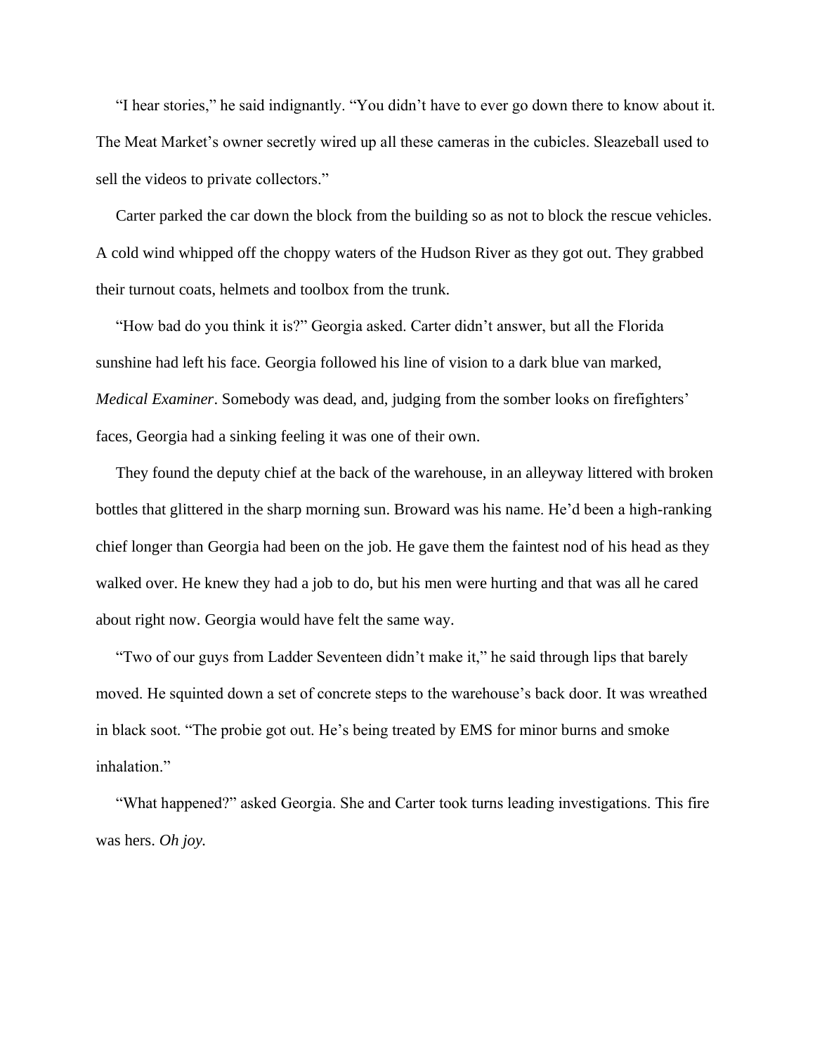"I hear stories," he said indignantly. "You didn't have to ever go down there to know about it. The Meat Market's owner secretly wired up all these cameras in the cubicles. Sleazeball used to sell the videos to private collectors."

Carter parked the car down the block from the building so as not to block the rescue vehicles. A cold wind whipped off the choppy waters of the Hudson River as they got out. They grabbed their turnout coats, helmets and toolbox from the trunk.

"How bad do you think it is?" Georgia asked. Carter didn't answer, but all the Florida sunshine had left his face. Georgia followed his line of vision to a dark blue van marked, *Medical Examiner*. Somebody was dead, and, judging from the somber looks on firefighters' faces, Georgia had a sinking feeling it was one of their own.

They found the deputy chief at the back of the warehouse, in an alleyway littered with broken bottles that glittered in the sharp morning sun. Broward was his name. He'd been a high-ranking chief longer than Georgia had been on the job. He gave them the faintest nod of his head as they walked over. He knew they had a job to do, but his men were hurting and that was all he cared about right now. Georgia would have felt the same way.

"Two of our guys from Ladder Seventeen didn't make it," he said through lips that barely moved. He squinted down a set of concrete steps to the warehouse's back door. It was wreathed in black soot. "The probie got out. He's being treated by EMS for minor burns and smoke inhalation."

"What happened?" asked Georgia. She and Carter took turns leading investigations. This fire was hers. *Oh joy.*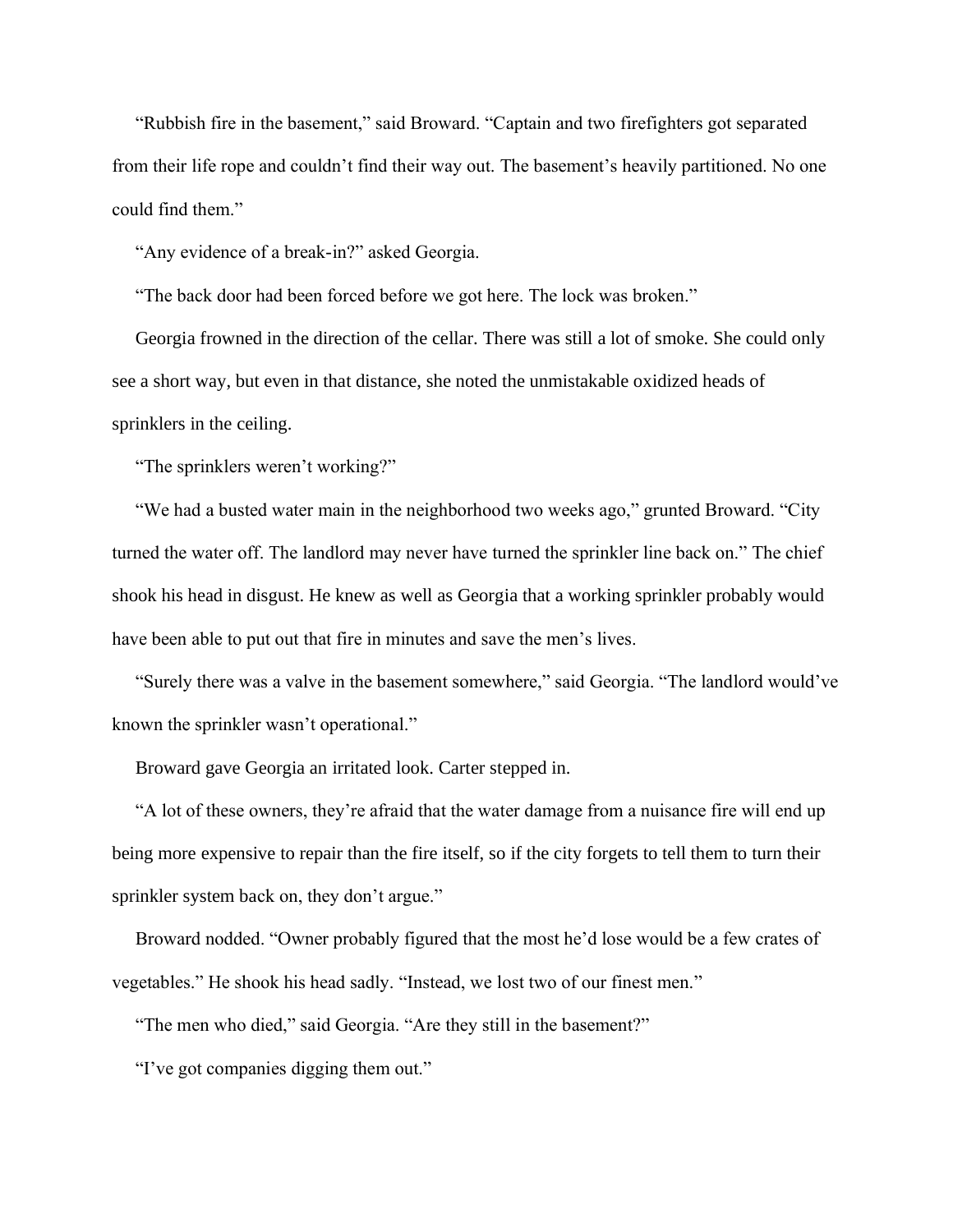"Rubbish fire in the basement," said Broward. "Captain and two firefighters got separated from their life rope and couldn't find their way out. The basement's heavily partitioned. No one could find them."

"Any evidence of a break-in?" asked Georgia.

"The back door had been forced before we got here. The lock was broken."

Georgia frowned in the direction of the cellar. There was still a lot of smoke. She could only see a short way, but even in that distance, she noted the unmistakable oxidized heads of sprinklers in the ceiling.

"The sprinklers weren't working?"

"We had a busted water main in the neighborhood two weeks ago," grunted Broward. "City turned the water off. The landlord may never have turned the sprinkler line back on." The chief shook his head in disgust. He knew as well as Georgia that a working sprinkler probably would have been able to put out that fire in minutes and save the men's lives.

"Surely there was a valve in the basement somewhere," said Georgia. "The landlord would've known the sprinkler wasn't operational."

Broward gave Georgia an irritated look. Carter stepped in.

"A lot of these owners, they're afraid that the water damage from a nuisance fire will end up being more expensive to repair than the fire itself, so if the city forgets to tell them to turn their sprinkler system back on, they don't argue."

Broward nodded. "Owner probably figured that the most he'd lose would be a few crates of vegetables." He shook his head sadly. "Instead, we lost two of our finest men."

"The men who died," said Georgia. "Are they still in the basement?"

"I've got companies digging them out."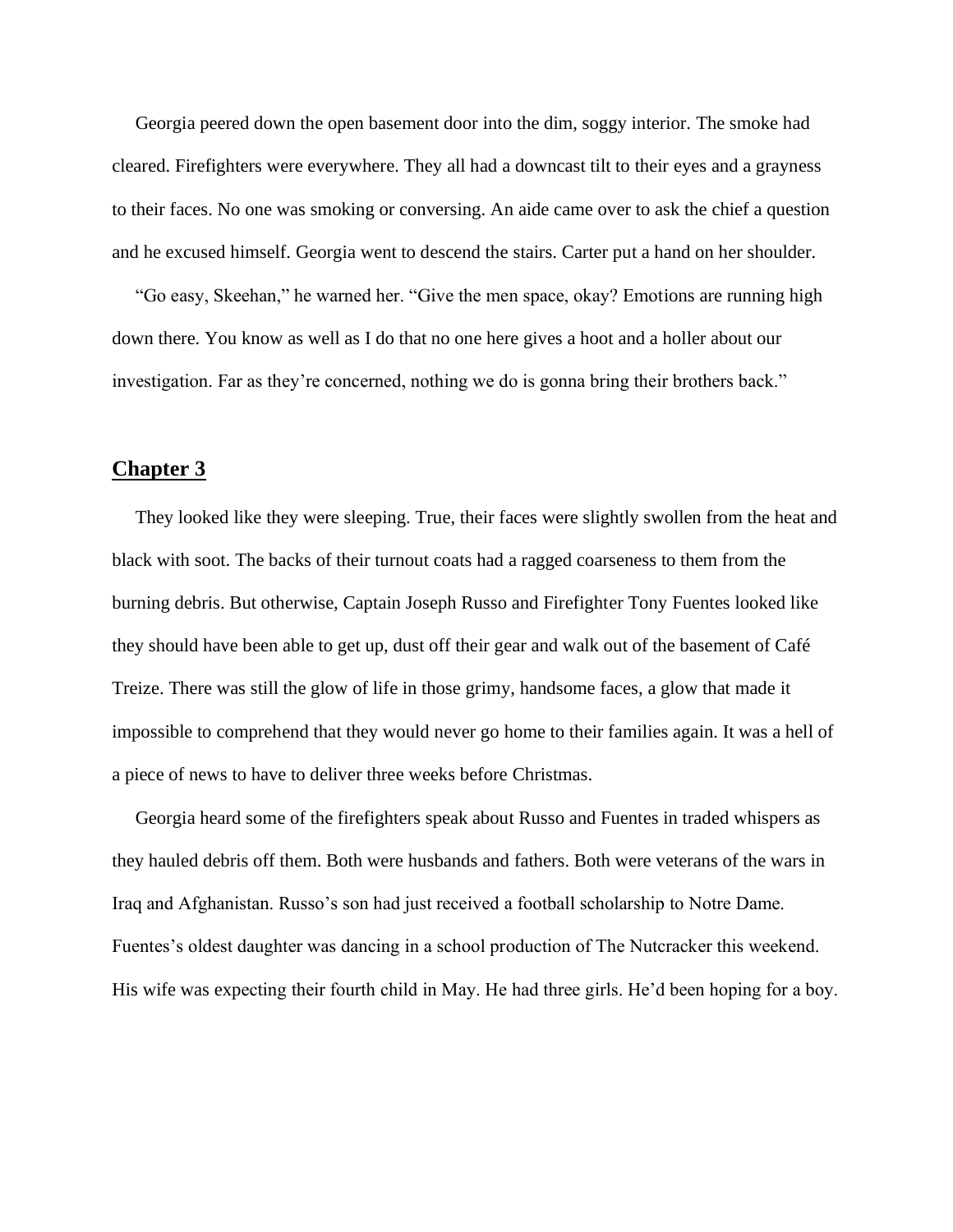Georgia peered down the open basement door into the dim, soggy interior. The smoke had cleared. Firefighters were everywhere. They all had a downcast tilt to their eyes and a grayness to their faces. No one was smoking or conversing. An aide came over to ask the chief a question and he excused himself. Georgia went to descend the stairs. Carter put a hand on her shoulder.

"Go easy, Skeehan," he warned her. "Give the men space, okay? Emotions are running high down there. You know as well as I do that no one here gives a hoot and a holler about our investigation. Far as they're concerned, nothing we do is gonna bring their brothers back."

## **Chapter 3**

They looked like they were sleeping. True, their faces were slightly swollen from the heat and black with soot. The backs of their turnout coats had a ragged coarseness to them from the burning debris. But otherwise, Captain Joseph Russo and Firefighter Tony Fuentes looked like they should have been able to get up, dust off their gear and walk out of the basement of Café Treize. There was still the glow of life in those grimy, handsome faces, a glow that made it impossible to comprehend that they would never go home to their families again. It was a hell of a piece of news to have to deliver three weeks before Christmas.

Georgia heard some of the firefighters speak about Russo and Fuentes in traded whispers as they hauled debris off them. Both were husbands and fathers. Both were veterans of the wars in Iraq and Afghanistan. Russo's son had just received a football scholarship to Notre Dame. Fuentes's oldest daughter was dancing in a school production of The Nutcracker this weekend. His wife was expecting their fourth child in May. He had three girls. He'd been hoping for a boy.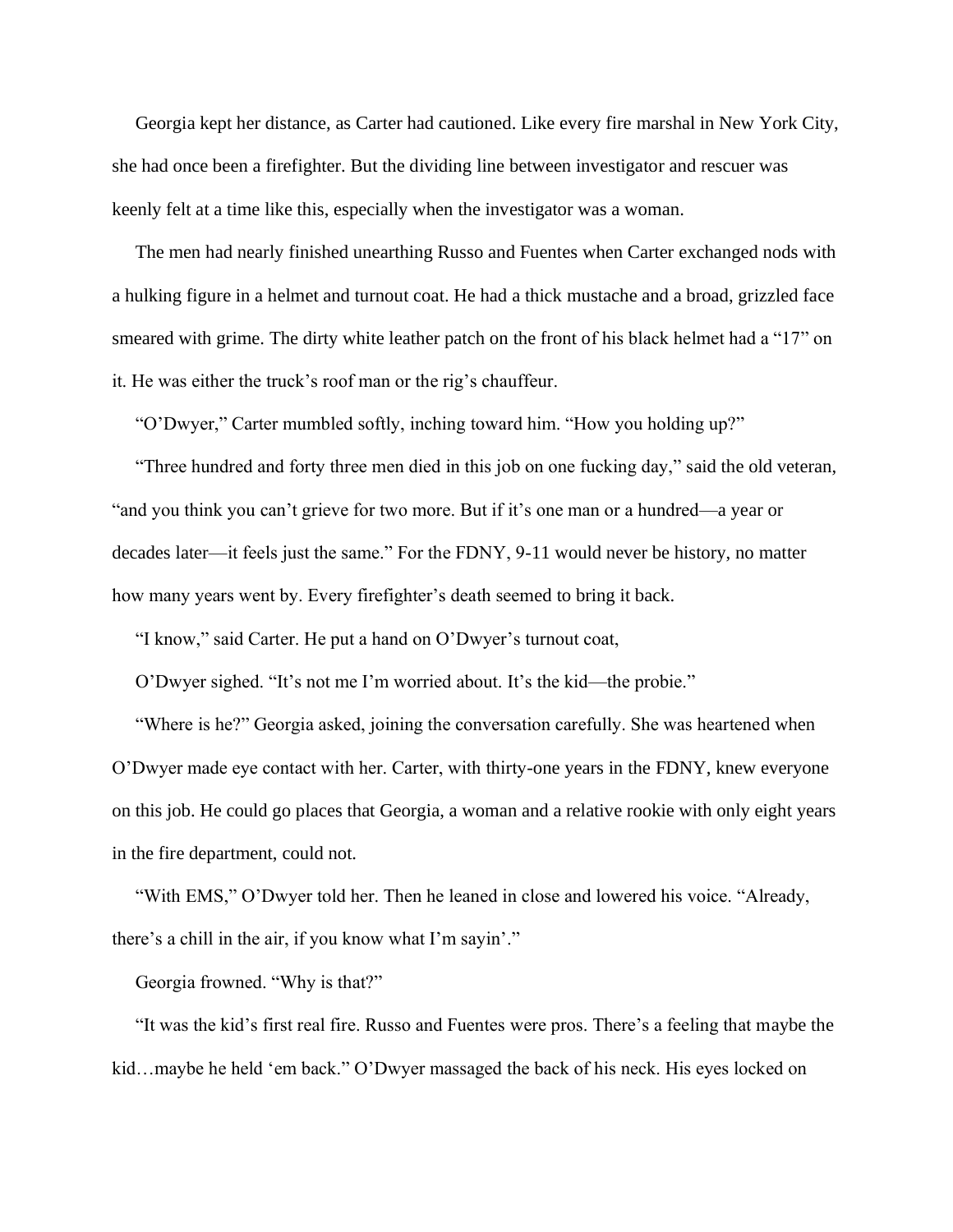Georgia kept her distance, as Carter had cautioned. Like every fire marshal in New York City, she had once been a firefighter. But the dividing line between investigator and rescuer was keenly felt at a time like this, especially when the investigator was a woman.

The men had nearly finished unearthing Russo and Fuentes when Carter exchanged nods with a hulking figure in a helmet and turnout coat. He had a thick mustache and a broad, grizzled face smeared with grime. The dirty white leather patch on the front of his black helmet had a "17" on it. He was either the truck's roof man or the rig's chauffeur.

"O'Dwyer," Carter mumbled softly, inching toward him. "How you holding up?"

"Three hundred and forty three men died in this job on one fucking day," said the old veteran, "and you think you can't grieve for two more. But if it's one man or a hundred—a year or decades later—it feels just the same." For the FDNY, 9-11 would never be history, no matter how many years went by. Every firefighter's death seemed to bring it back.

"I know," said Carter. He put a hand on O'Dwyer's turnout coat,

O'Dwyer sighed. "It's not me I'm worried about. It's the kid—the probie."

"Where is he?" Georgia asked, joining the conversation carefully. She was heartened when O'Dwyer made eye contact with her. Carter, with thirty-one years in the FDNY, knew everyone on this job. He could go places that Georgia, a woman and a relative rookie with only eight years in the fire department, could not.

"With EMS," O'Dwyer told her. Then he leaned in close and lowered his voice. "Already, there's a chill in the air, if you know what I'm sayin'."

Georgia frowned. "Why is that?"

"It was the kid's first real fire. Russo and Fuentes were pros. There's a feeling that maybe the kid…maybe he held 'em back." O'Dwyer massaged the back of his neck. His eyes locked on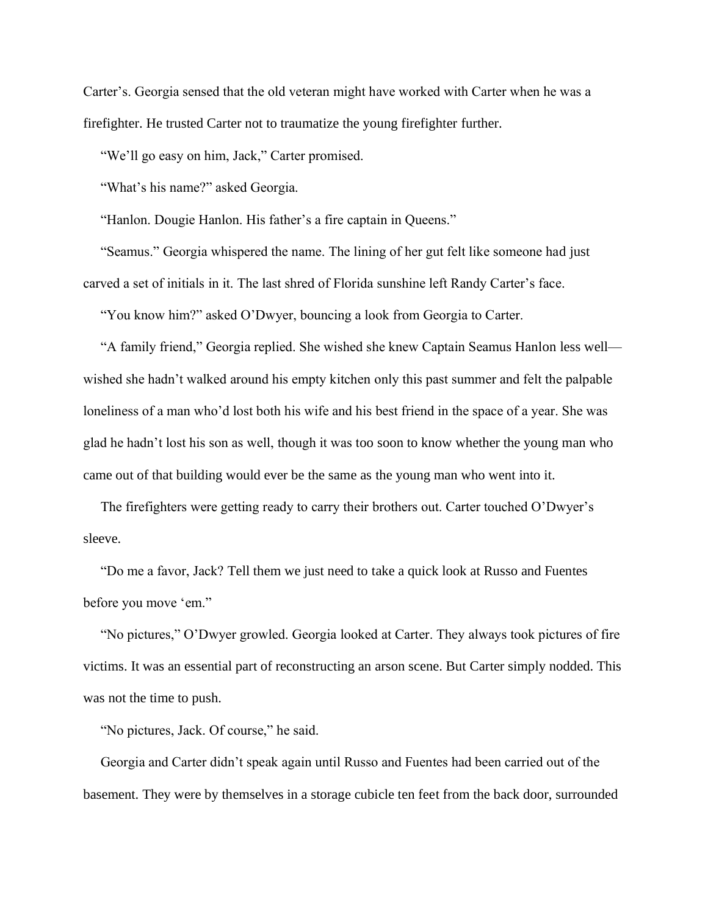Carter's. Georgia sensed that the old veteran might have worked with Carter when he was a firefighter. He trusted Carter not to traumatize the young firefighter further.

"We'll go easy on him, Jack," Carter promised.

"What's his name?" asked Georgia.

"Hanlon. Dougie Hanlon. His father's a fire captain in Queens."

"Seamus." Georgia whispered the name. The lining of her gut felt like someone had just carved a set of initials in it. The last shred of Florida sunshine left Randy Carter's face.

"You know him?" asked O'Dwyer, bouncing a look from Georgia to Carter.

"A family friend," Georgia replied. She wished she knew Captain Seamus Hanlon less well—wished she hadn't walked around his empty kitchen only this past summer and felt the palpable loneliness of a man who'd lost both his wife and his best friend in the space of a year. She was glad he hadn't lost his son as well, though it was too soon to know whether the young man who came out of that building would ever be the same as the young man who went into it.

The firefighters were getting ready to carry their brothers out. Carter touched O'Dwyer's sleeve.

"Do me a favor, Jack? Tell them we just need to take a quick look at Russo and Fuentes before you move 'em."

"No pictures," O'Dwyer growled. Georgia looked at Carter. They always took pictures of fire victims. It was an essential part of reconstructing an arson scene. But Carter simply nodded. This was not the time to push.

"No pictures, Jack. Of course," he said.

Georgia and Carter didn't speak again until Russo and Fuentes had been carried out of the basement. They were by themselves in a storage cubicle ten feet from the back door, surrounded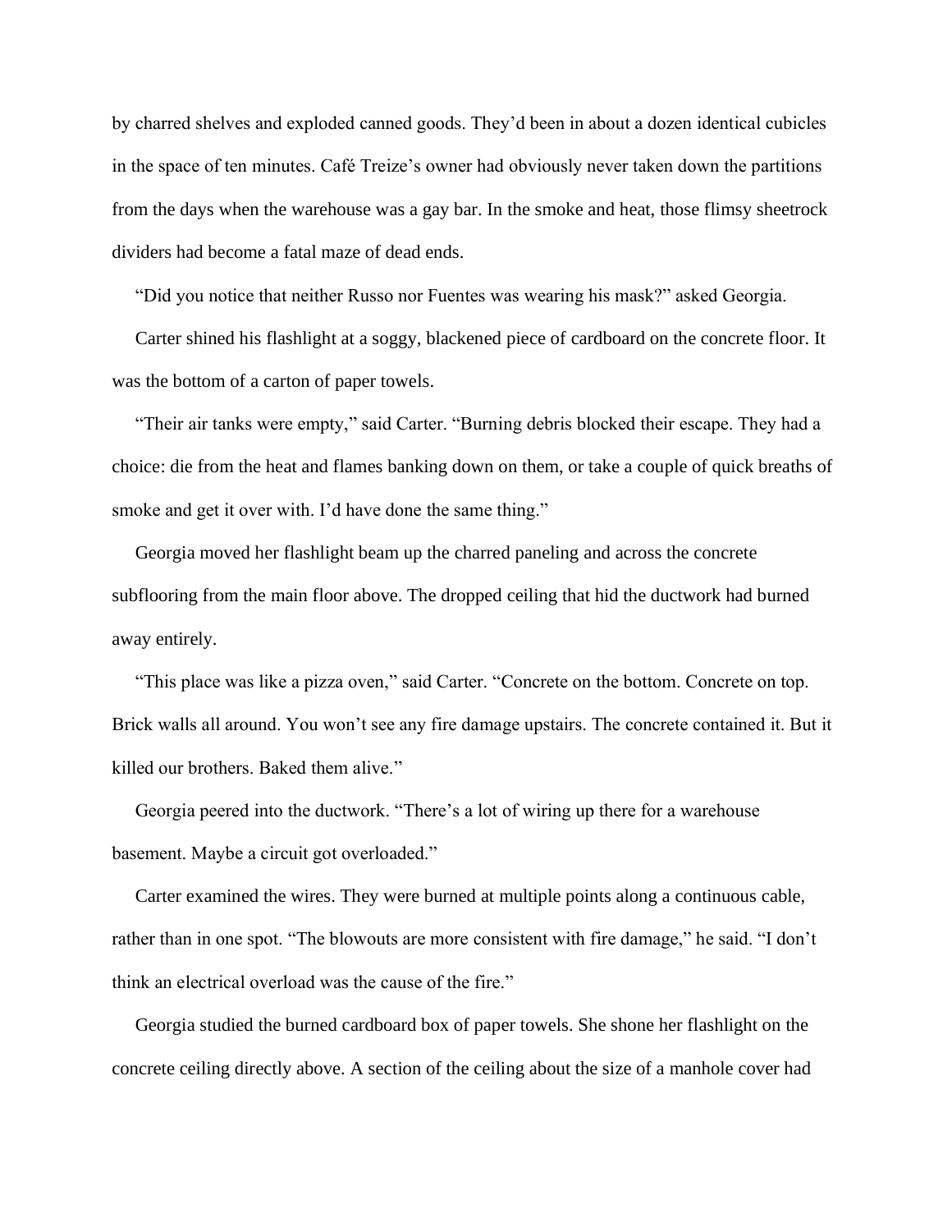by charred shelves and exploded canned goods. They'd been in about a dozen identical cubicles in the space of ten minutes. Café Treize's owner had obviously never taken down the partitions from the days when the warehouse was a gay bar. In the smoke and heat, those flimsy sheetrock dividers had become a fatal maze of dead ends.

"Did you notice that neither Russo nor Fuentes was wearing his mask?" asked Georgia.

Carter shined his flashlight at a soggy, blackened piece of cardboard on the concrete floor. It was the bottom of a carton of paper towels.

"Their air tanks were empty," said Carter. "Burning debris blocked their escape. They had a choice: die from the heat and flames banking down on them, or take a couple of quick breaths of smoke and get it over with. I'd have done the same thing."

Georgia moved her flashlight beam up the charred paneling and across the concrete subflooring from the main floor above. The dropped ceiling that hid the ductwork had burned away entirely.

"This place was like a pizza oven," said Carter. "Concrete on the bottom. Concrete on top. Brick walls all around. You won't see any fire damage upstairs. The concrete contained it. But it killed our brothers. Baked them alive."

Georgia peered into the ductwork. "There's a lot of wiring up there for a warehouse basement. Maybe a circuit got overloaded."

Carter examined the wires. They were burned at multiple points along a continuous cable, rather than in one spot. "The blowouts are more consistent with fire damage," he said. "I don't think an electrical overload was the cause of the fire."

Georgia studied the burned cardboard box of paper towels. She shone her flashlight on the concrete ceiling directly above. A section of the ceiling about the size of a manhole cover had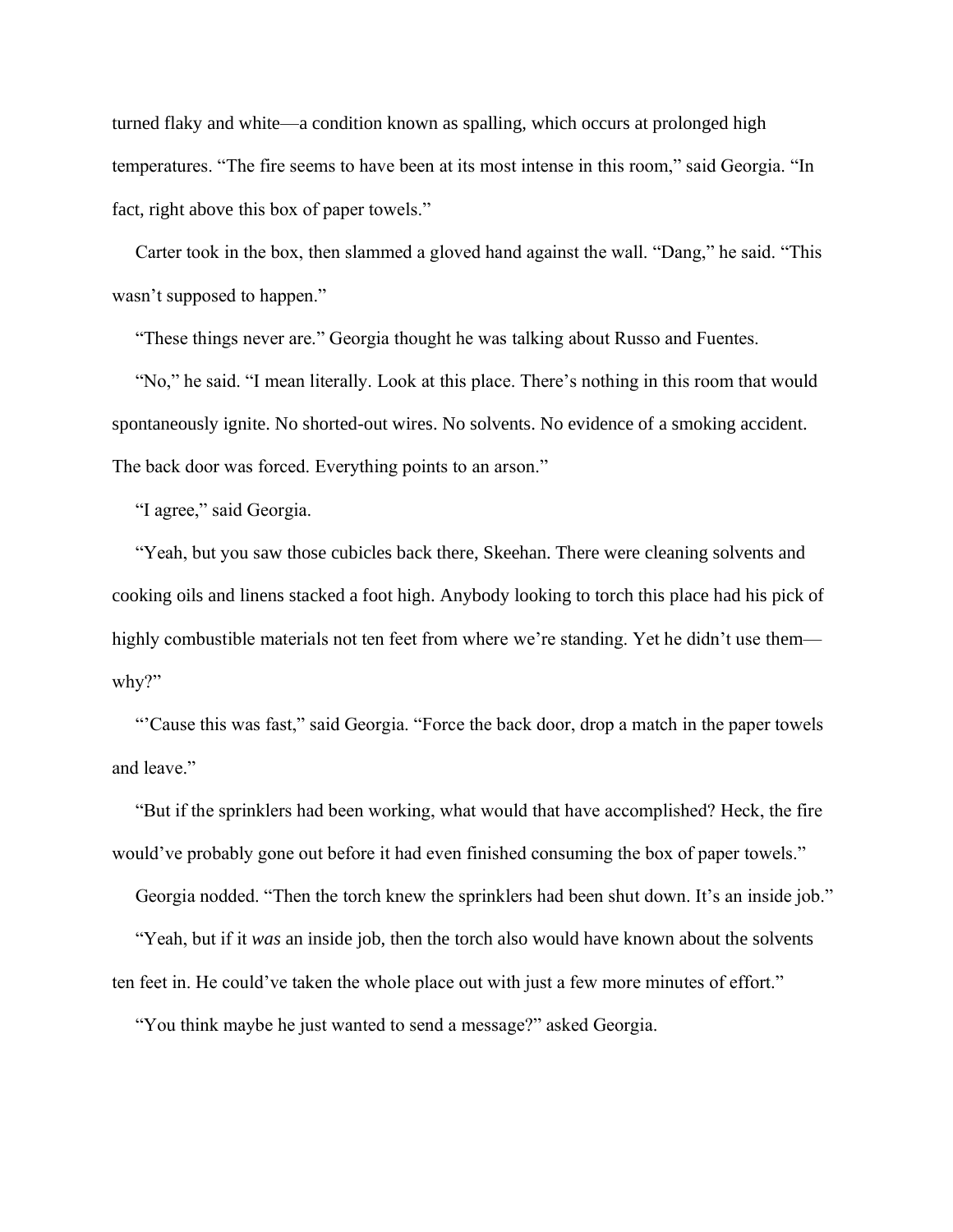turned flaky and white—a condition known as spalling, which occurs at prolonged high temperatures. “The fire seems to have been at its most intense in this room,” said Georgia. “In fact, right above this box of paper towels.”

Carter took in the box, then slammed a gloved hand against the wall. “Dang,” he said. “This wasn’t supposed to happen.”

“These things never are.” Georgia thought he was talking about Russo and Fuentes.

“No,” he said. “I mean literally. Look at this place. There’s nothing in this room that would spontaneously ignite. No shorted-out wires. No solvents. No evidence of a smoking accident. The back door was forced. Everything points to an arson.”

“I agree,” said Georgia.

“Yeah, but you saw those cubicles back there, Skeehan. There were cleaning solvents and cooking oils and linens stacked a foot high. Anybody looking to torch this place had his pick of highly combustible materials not ten feet from where we’re standing. Yet he didn’t use them—why?”

“’Cause this was fast,” said Georgia. “Force the back door, drop a match in the paper towels and leave.”

“But if the sprinklers had been working, what would that have accomplished? Heck, the fire would’ve probably gone out before it had even finished consuming the box of paper towels.”

Georgia nodded. “Then the torch knew the sprinklers had been shut down. It’s an inside job.”

“Yeah, but if it *was* an inside job, then the torch also would have known about the solvents ten feet in. He could’ve taken the whole place out with just a few more minutes of effort.”

“You think maybe he just wanted to send a message?” asked Georgia.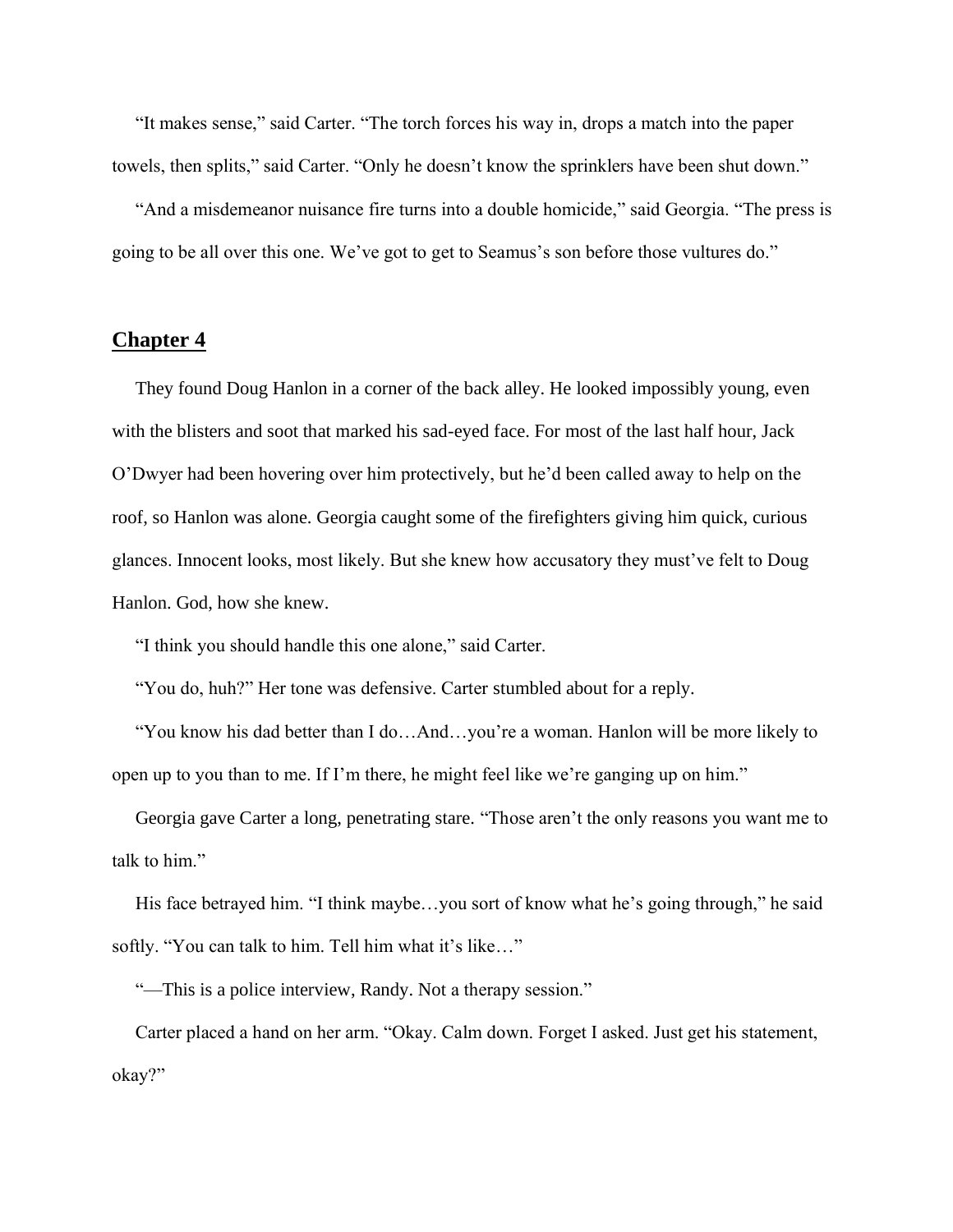"It makes sense," said Carter. "The torch forces his way in, drops a match into the paper towels, then splits," said Carter. "Only he doesn't know the sprinklers have been shut down."

"And a misdemeanor nuisance fire turns into a double homicide," said Georgia. "The press is going to be all over this one. We've got to get to Seamus's son before those vultures do."

## Chapter 4

They found Doug Hanlon in a corner of the back alley. He looked impossibly young, even with the blisters and soot that marked his sad-eyed face. For most of the last half hour, Jack O'Dwyer had been hovering over him protectively, but he'd been called away to help on the roof, so Hanlon was alone. Georgia caught some of the firefighters giving him quick, curious glances. Innocent looks, most likely. But she knew how accusatory they must've felt to Doug Hanlon. God, how she knew.

"I think you should handle this one alone," said Carter.

"You do, huh?" Her tone was defensive. Carter stumbled about for a reply.

"You know his dad better than I do…And…you're a woman. Hanlon will be more likely to open up to you than to me. If I'm there, he might feel like we're ganging up on him."

Georgia gave Carter a long, penetrating stare. "Those aren't the only reasons you want me to talk to him."

His face betrayed him. "I think maybe…you sort of know what he's going through," he said softly. "You can talk to him. Tell him what it's like…"

"—This is a police interview, Randy. Not a therapy session."

Carter placed a hand on her arm. "Okay. Calm down. Forget I asked. Just get his statement, okay?"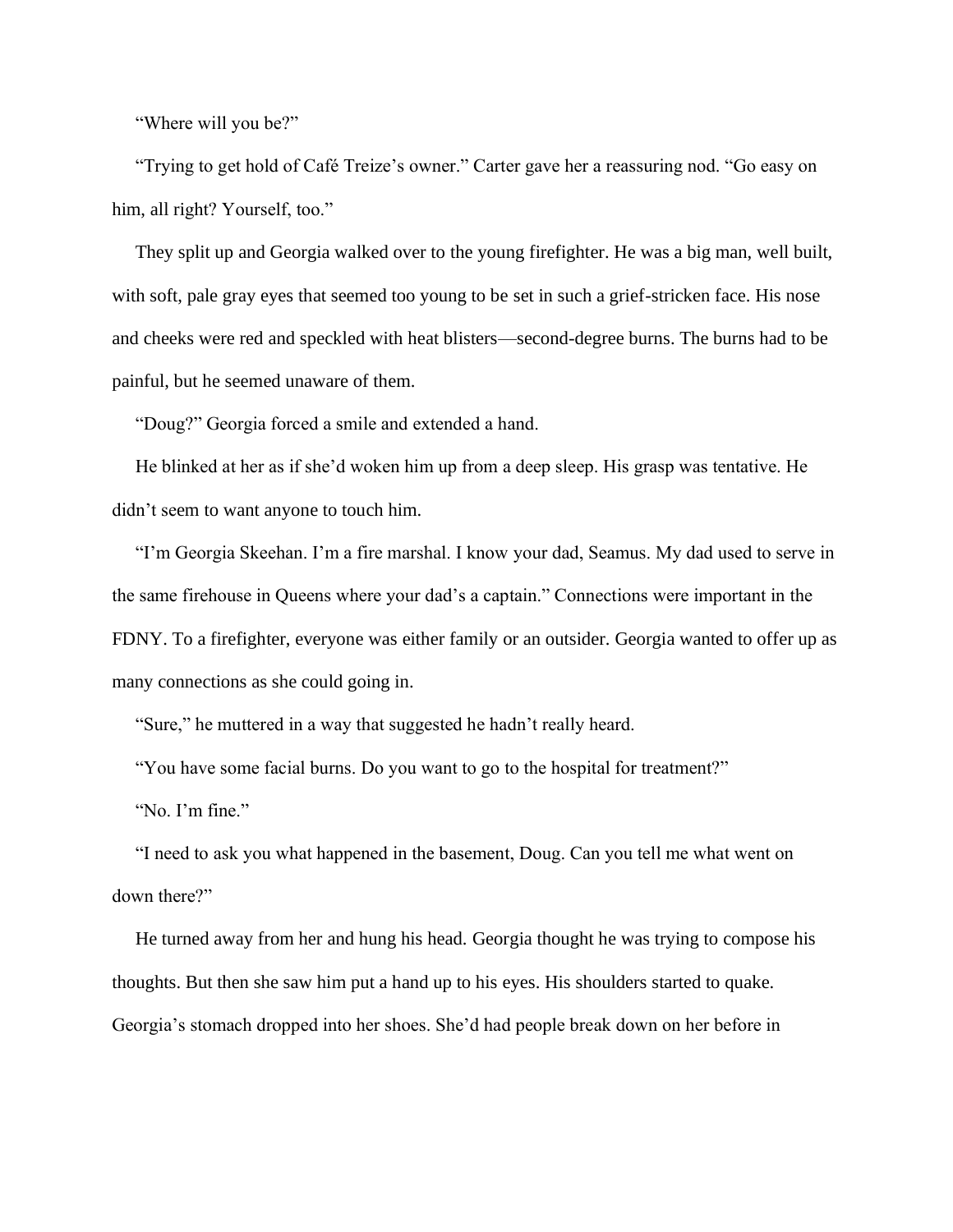"Where will you be?"

"Trying to get hold of Café Treize's owner." Carter gave her a reassuring nod. "Go easy on him, all right? Yourself, too."

They split up and Georgia walked over to the young firefighter. He was a big man, well built, with soft, pale gray eyes that seemed too young to be set in such a grief-stricken face. His nose and cheeks were red and speckled with heat blisters—second-degree burns. The burns had to be painful, but he seemed unaware of them.

"Doug?" Georgia forced a smile and extended a hand.

He blinked at her as if she'd woken him up from a deep sleep. His grasp was tentative. He didn't seem to want anyone to touch him.

"I'm Georgia Skeehan. I'm a fire marshal. I know your dad, Seamus. My dad used to serve in the same firehouse in Queens where your dad's a captain." Connections were important in the FDNY. To a firefighter, everyone was either family or an outsider. Georgia wanted to offer up as many connections as she could going in.

"Sure," he muttered in a way that suggested he hadn't really heard.

"You have some facial burns. Do you want to go to the hospital for treatment?"

"No. I'm fine."

"I need to ask you what happened in the basement, Doug. Can you tell me what went on down there?"

He turned away from her and hung his head. Georgia thought he was trying to compose his thoughts. But then she saw him put a hand up to his eyes. His shoulders started to quake. Georgia's stomach dropped into her shoes. She'd had people break down on her before in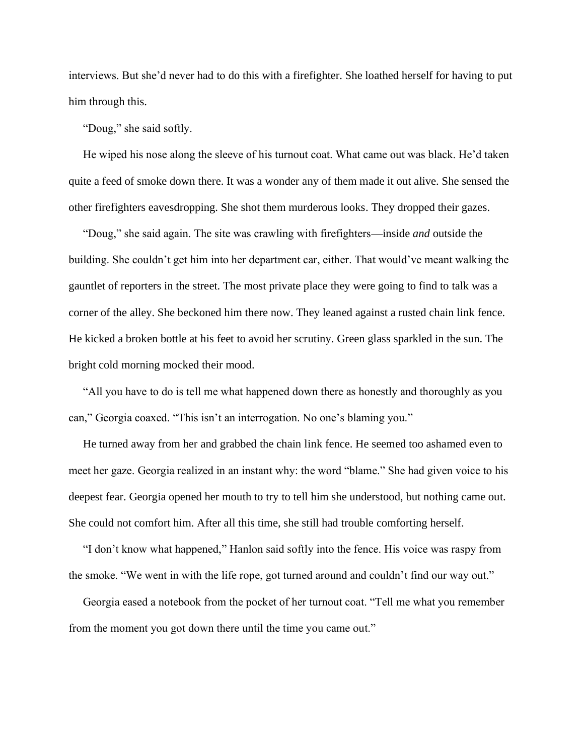interviews. But she'd never had to do this with a firefighter. She loathed herself for having to put him through this.

"Doug," she said softly.

He wiped his nose along the sleeve of his turnout coat. What came out was black. He'd taken quite a feed of smoke down there. It was a wonder any of them made it out alive. She sensed the other firefighters eavesdropping. She shot them murderous looks. They dropped their gazes.

"Doug," she said again. The site was crawling with firefighters—inside *and* outside the building. She couldn't get him into her department car, either. That would've meant walking the gauntlet of reporters in the street. The most private place they were going to find to talk was a corner of the alley. She beckoned him there now. They leaned against a rusted chain link fence. He kicked a broken bottle at his feet to avoid her scrutiny. Green glass sparkled in the sun. The bright cold morning mocked their mood.

"All you have to do is tell me what happened down there as honestly and thoroughly as you can," Georgia coaxed. "This isn't an interrogation. No one's blaming you."

He turned away from her and grabbed the chain link fence. He seemed too ashamed even to meet her gaze. Georgia realized in an instant why: the word "blame." She had given voice to his deepest fear. Georgia opened her mouth to try to tell him she understood, but nothing came out. She could not comfort him. After all this time, she still had trouble comforting herself.

"I don't know what happened," Hanlon said softly into the fence. His voice was raspy from the smoke. "We went in with the life rope, got turned around and couldn't find our way out."

Georgia eased a notebook from the pocket of her turnout coat. "Tell me what you remember from the moment you got down there until the time you came out."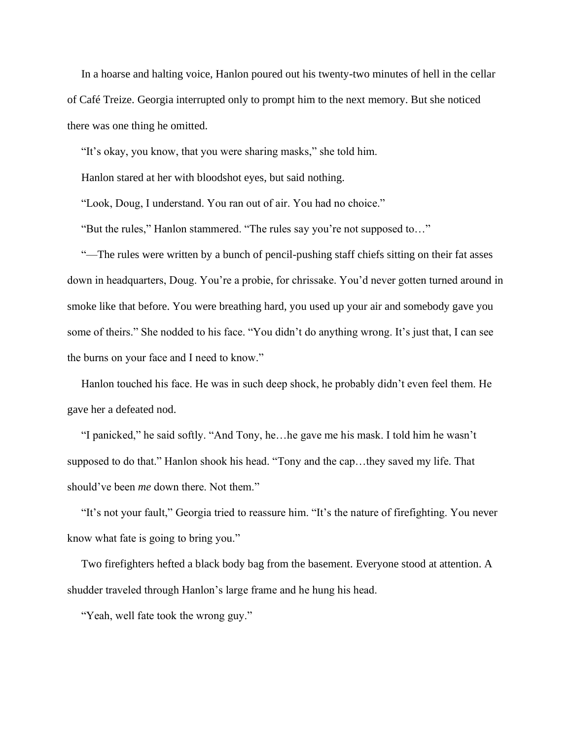In a hoarse and halting voice, Hanlon poured out his twenty-two minutes of hell in the cellar of Café Treize. Georgia interrupted only to prompt him to the next memory. But she noticed there was one thing he omitted.

"It's okay, you know, that you were sharing masks," she told him.

Hanlon stared at her with bloodshot eyes, but said nothing.

"Look, Doug, I understand. You ran out of air. You had no choice."

"But the rules," Hanlon stammered. "The rules say you're not supposed to…"

"—The rules were written by a bunch of pencil-pushing staff chiefs sitting on their fat asses down in headquarters, Doug. You're a probie, for chrissake. You'd never gotten turned around in smoke like that before. You were breathing hard, you used up your air and somebody gave you some of theirs." She nodded to his face. "You didn't do anything wrong. It's just that, I can see the burns on your face and I need to know."

Hanlon touched his face. He was in such deep shock, he probably didn't even feel them. He gave her a defeated nod.

"I panicked," he said softly. "And Tony, he…he gave me his mask. I told him he wasn't supposed to do that." Hanlon shook his head. "Tony and the cap…they saved my life. That should've been *me* down there. Not them."

"It's not your fault," Georgia tried to reassure him. "It's the nature of firefighting. You never know what fate is going to bring you."

Two firefighters hefted a black body bag from the basement. Everyone stood at attention. A shudder traveled through Hanlon's large frame and he hung his head.

"Yeah, well fate took the wrong guy."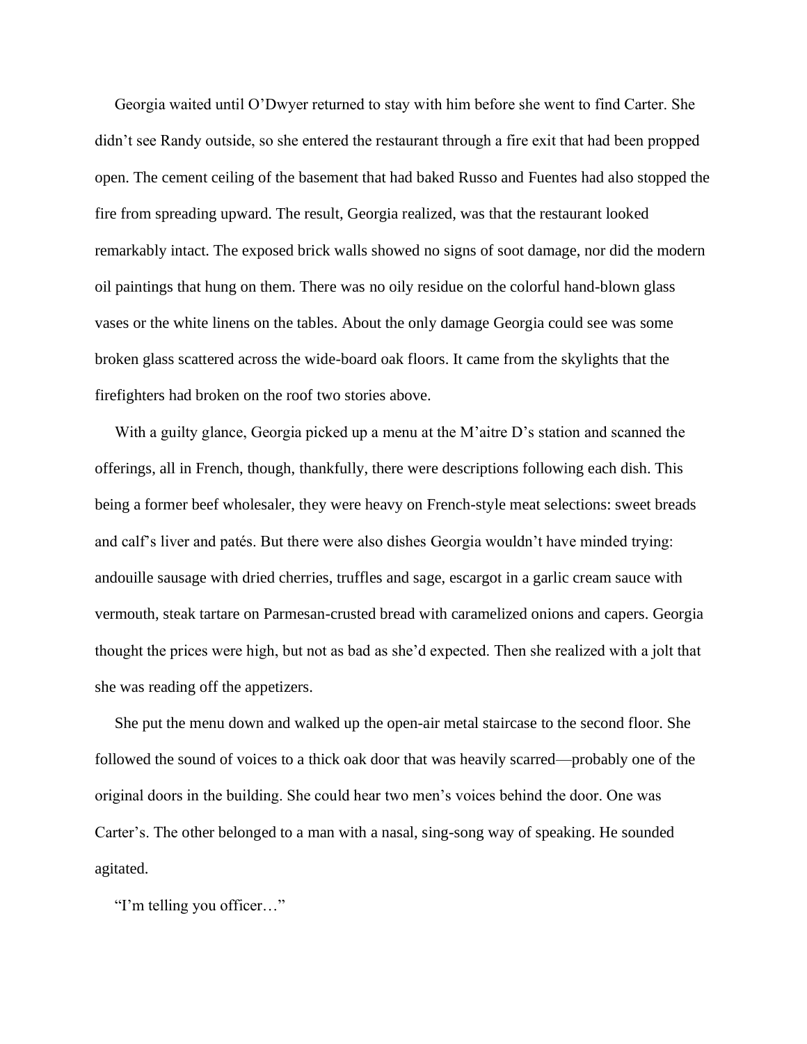Georgia waited until O'Dwyer returned to stay with him before she went to find Carter. She didn't see Randy outside, so she entered the restaurant through a fire exit that had been propped open. The cement ceiling of the basement that had baked Russo and Fuentes had also stopped the fire from spreading upward. The result, Georgia realized, was that the restaurant looked remarkably intact. The exposed brick walls showed no signs of soot damage, nor did the modern oil paintings that hung on them. There was no oily residue on the colorful hand-blown glass vases or the white linens on the tables. About the only damage Georgia could see was some broken glass scattered across the wide-board oak floors. It came from the skylights that the firefighters had broken on the roof two stories above.

With a guilty glance, Georgia picked up a menu at the M'aitre D's station and scanned the offerings, all in French, though, thankfully, there were descriptions following each dish. This being a former beef wholesaler, they were heavy on French-style meat selections: sweet breads and calf's liver and patés. But there were also dishes Georgia wouldn't have minded trying: andouille sausage with dried cherries, truffles and sage, escargot in a garlic cream sauce with vermouth, steak tartare on Parmesan-crusted bread with caramelized onions and capers. Georgia thought the prices were high, but not as bad as she'd expected. Then she realized with a jolt that she was reading off the appetizers.

She put the menu down and walked up the open-air metal staircase to the second floor. She followed the sound of voices to a thick oak door that was heavily scarred—probably one of the original doors in the building. She could hear two men's voices behind the door. One was Carter's. The other belonged to a man with a nasal, sing-song way of speaking. He sounded agitated.

"I'm telling you officer…"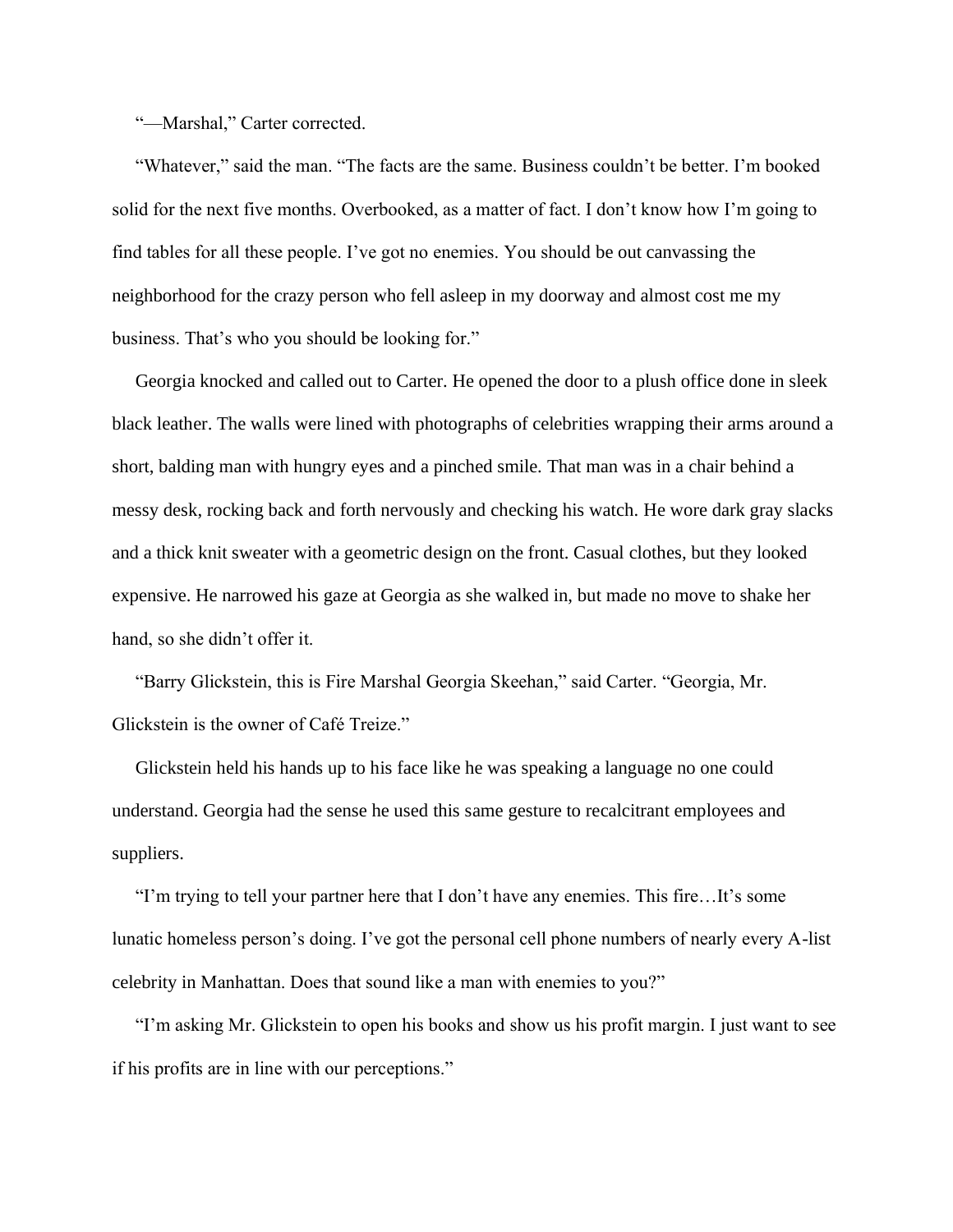"—Marshal," Carter corrected.

"Whatever," said the man. "The facts are the same. Business couldn't be better. I'm booked solid for the next five months. Overbooked, as a matter of fact. I don't know how I'm going to find tables for all these people. I've got no enemies. You should be out canvassing the neighborhood for the crazy person who fell asleep in my doorway and almost cost me my business. That's who you should be looking for."

Georgia knocked and called out to Carter. He opened the door to a plush office done in sleek black leather. The walls were lined with photographs of celebrities wrapping their arms around a short, balding man with hungry eyes and a pinched smile. That man was in a chair behind a messy desk, rocking back and forth nervously and checking his watch. He wore dark gray slacks and a thick knit sweater with a geometric design on the front. Casual clothes, but they looked expensive. He narrowed his gaze at Georgia as she walked in, but made no move to shake her hand, so she didn't offer it.

"Barry Glickstein, this is Fire Marshal Georgia Skeehan," said Carter. "Georgia, Mr. Glickstein is the owner of Café Treize."

Glickstein held his hands up to his face like he was speaking a language no one could understand. Georgia had the sense he used this same gesture to recalcitrant employees and suppliers.

"I'm trying to tell your partner here that I don't have any enemies. This fire…It's some lunatic homeless person's doing. I've got the personal cell phone numbers of nearly every A-list celebrity in Manhattan. Does that sound like a man with enemies to you?"

"I'm asking Mr. Glickstein to open his books and show us his profit margin. I just want to see if his profits are in line with our perceptions."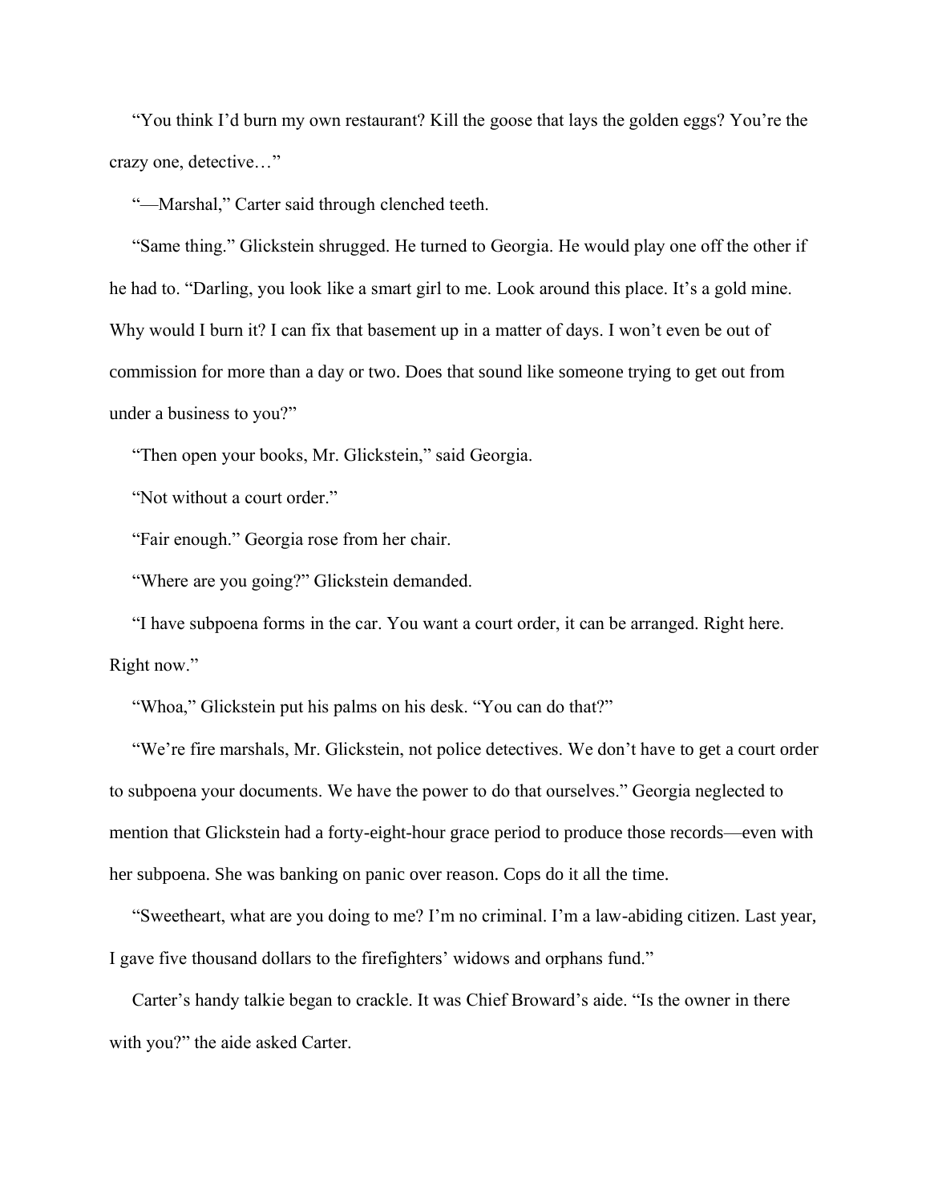"You think I'd burn my own restaurant? Kill the goose that lays the golden eggs? You're the crazy one, detective…"

"—Marshal," Carter said through clenched teeth.

"Same thing." Glickstein shrugged. He turned to Georgia. He would play one off the other if he had to. "Darling, you look like a smart girl to me. Look around this place. It's a gold mine. Why would I burn it? I can fix that basement up in a matter of days. I won't even be out of commission for more than a day or two. Does that sound like someone trying to get out from under a business to you?"

"Then open your books, Mr. Glickstein," said Georgia.

"Not without a court order."

"Fair enough." Georgia rose from her chair.

"Where are you going?" Glickstein demanded.

"I have subpoena forms in the car. You want a court order, it can be arranged. Right here. Right now."

"Whoa," Glickstein put his palms on his desk. "You can do that?"

"We're fire marshals, Mr. Glickstein, not police detectives. We don't have to get a court order to subpoena your documents. We have the power to do that ourselves." Georgia neglected to mention that Glickstein had a forty-eight-hour grace period to produce those records—even with her subpoena. She was banking on panic over reason. Cops do it all the time.

"Sweetheart, what are you doing to me? I'm no criminal. I'm a law-abiding citizen. Last year, I gave five thousand dollars to the firefighters' widows and orphans fund."

Carter's handy talkie began to crackle. It was Chief Broward's aide. "Is the owner in there with you?" the aide asked Carter.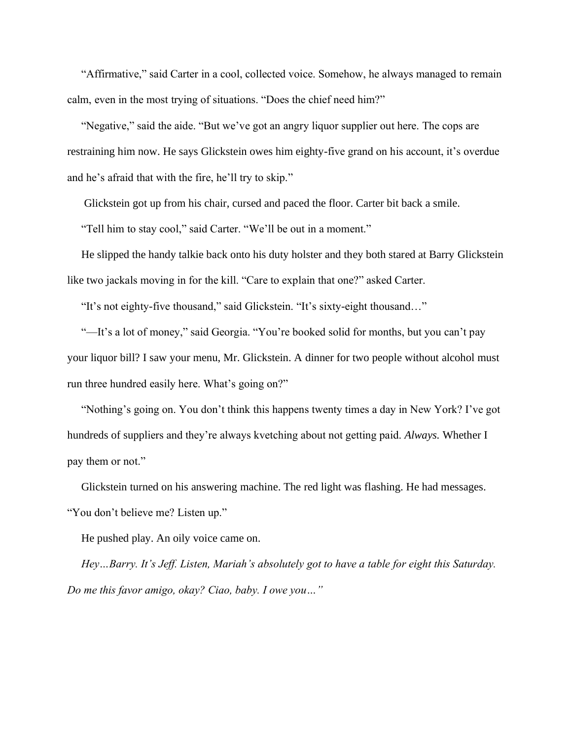"Affirmative," said Carter in a cool, collected voice. Somehow, he always managed to remain calm, even in the most trying of situations. "Does the chief need him?"

"Negative," said the aide. "But we've got an angry liquor supplier out here. The cops are restraining him now. He says Glickstein owes him eighty-five grand on his account, it's overdue and he's afraid that with the fire, he'll try to skip."

Glickstein got up from his chair, cursed and paced the floor. Carter bit back a smile.

"Tell him to stay cool," said Carter. "We'll be out in a moment."

He slipped the handy talkie back onto his duty holster and they both stared at Barry Glickstein like two jackals moving in for the kill. "Care to explain that one?" asked Carter.

"It's not eighty-five thousand," said Glickstein. "It's sixty-eight thousand…"

"—It's a lot of money," said Georgia. "You're booked solid for months, but you can't pay your liquor bill? I saw your menu, Mr. Glickstein. A dinner for two people without alcohol must run three hundred easily here. What's going on?"

"Nothing's going on. You don't think this happens twenty times a day in New York? I've got hundreds of suppliers and they're always kvetching about not getting paid. *Always.* Whether I pay them or not."

Glickstein turned on his answering machine. The red light was flashing. He had messages. "You don't believe me? Listen up."

He pushed play. An oily voice came on.

*Hey…Barry. It's Jeff. Listen, Mariah's absolutely got to have a table for eight this Saturday. Do me this favor amigo, okay? Ciao, baby. I owe you…"*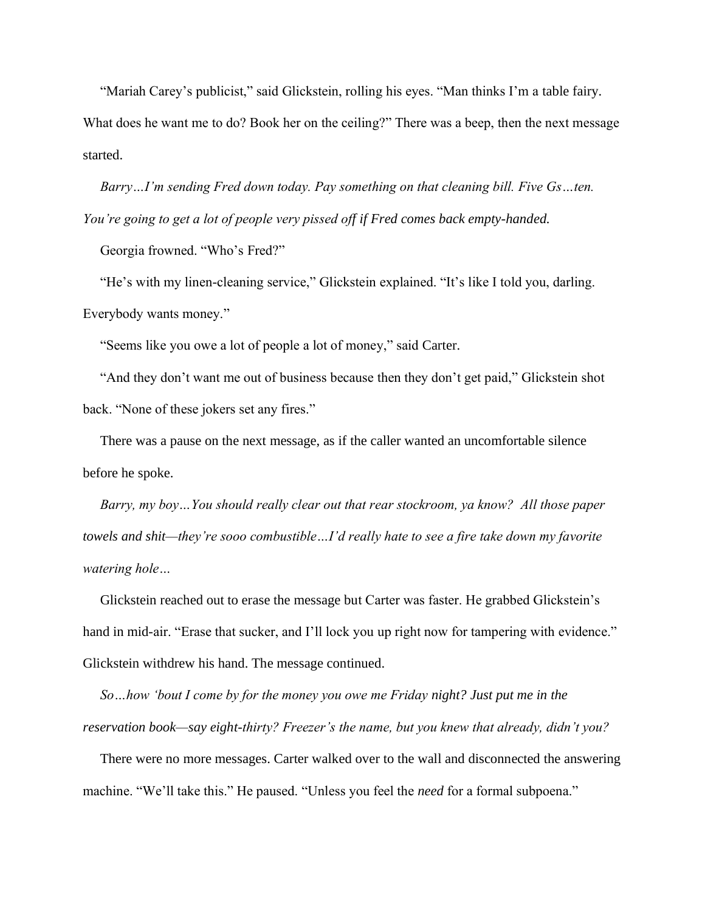"Mariah Carey's publicist," said Glickstein, rolling his eyes. "Man thinks I'm a table fairy. What does he want me to do? Book her on the ceiling?" There was a beep, then the next message started.

*Barry…I'm sending Fred down today. Pay something on that cleaning bill. Five Gs…ten. You're going to get a lot of people very pissed off if Fred comes back empty-handed.*

Georgia frowned. "Who's Fred?"

"He's with my linen-cleaning service," Glickstein explained. "It's like I told you, darling. Everybody wants money."

"Seems like you owe a lot of people a lot of money," said Carter.

"And they don't want me out of business because then they don't get paid," Glickstein shot back. "None of these jokers set any fires."

There was a pause on the next message, as if the caller wanted an uncomfortable silence before he spoke.

*Barry, my boy…You should really clear out that rear stockroom, ya know? All those paper towels and shit—they're sooo combustible…I'd really hate to see a fire take down my favorite watering hole…*

Glickstein reached out to erase the message but Carter was faster. He grabbed Glickstein's hand in mid-air. "Erase that sucker, and I'll lock you up right now for tampering with evidence." Glickstein withdrew his hand. The message continued.

*So…how 'bout I come by for the money you owe me Friday night? Just put me in the reservation book—say eight-thirty? Freezer's the name, but you knew that already, didn't you?*

There were no more messages. Carter walked over to the wall and disconnected the answering machine. "We'll take this." He paused. "Unless you feel the *need* for a formal subpoena."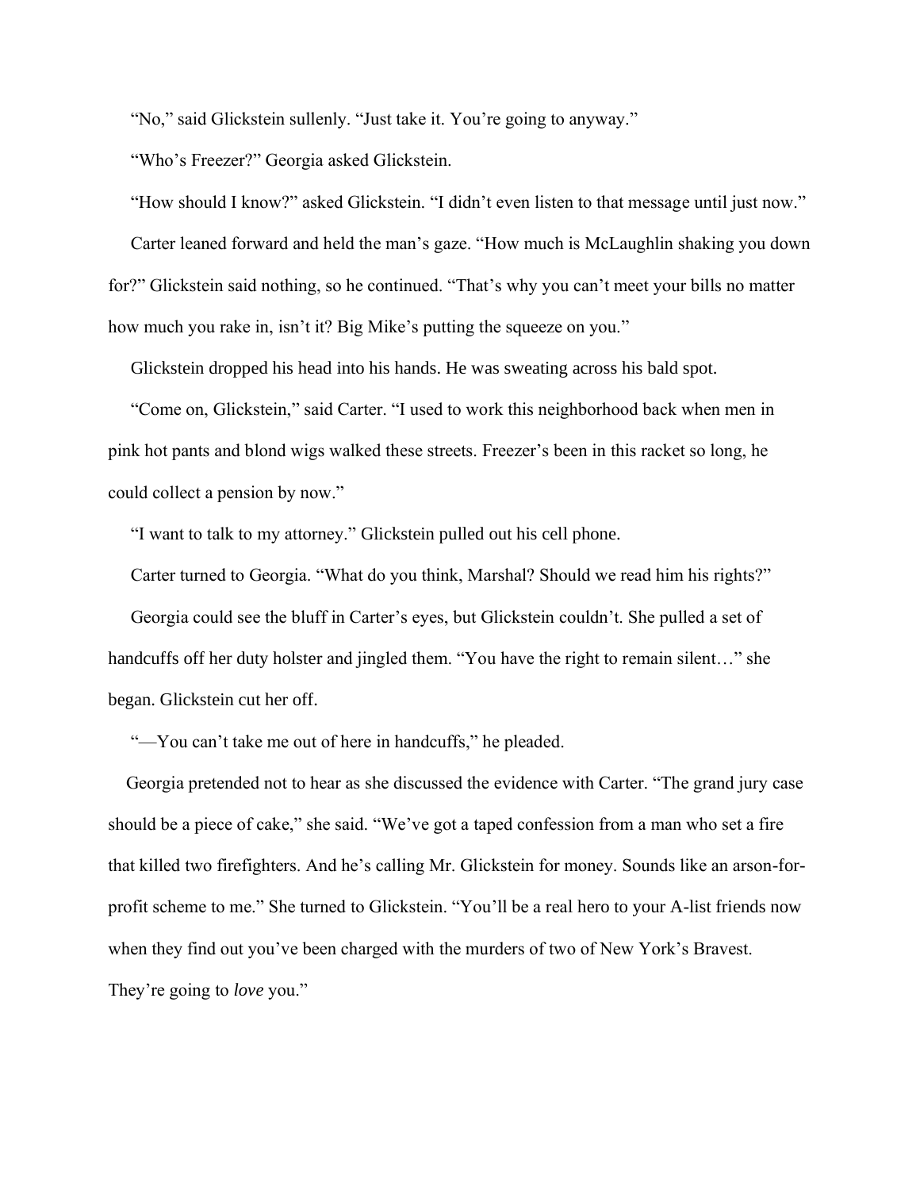"No," said Glickstein sullenly. "Just take it. You're going to anyway."

"Who's Freezer?" Georgia asked Glickstein.

"How should I know?" asked Glickstein. "I didn't even listen to that message until just now."

Carter leaned forward and held the man's gaze. "How much is McLaughlin shaking you down for?" Glickstein said nothing, so he continued. "That's why you can't meet your bills no matter how much you rake in, isn't it? Big Mike's putting the squeeze on you."

Glickstein dropped his head into his hands. He was sweating across his bald spot.

"Come on, Glickstein," said Carter. "I used to work this neighborhood back when men in pink hot pants and blond wigs walked these streets. Freezer's been in this racket so long, he could collect a pension by now."

"I want to talk to my attorney." Glickstein pulled out his cell phone.

Carter turned to Georgia. "What do you think, Marshal? Should we read him his rights?"

Georgia could see the bluff in Carter's eyes, but Glickstein couldn't. She pulled a set of handcuffs off her duty holster and jingled them. "You have the right to remain silent…" she began. Glickstein cut her off.

"—You can't take me out of here in handcuffs," he pleaded.

Georgia pretended not to hear as she discussed the evidence with Carter. "The grand jury case should be a piece of cake," she said. "We've got a taped confession from a man who set a fire that killed two firefighters. And he's calling Mr. Glickstein for money. Sounds like an arson-for-profit scheme to me." She turned to Glickstein. "You'll be a real hero to your A-list friends now when they find out you've been charged with the murders of two of New York's Bravest. They're going to *love* you."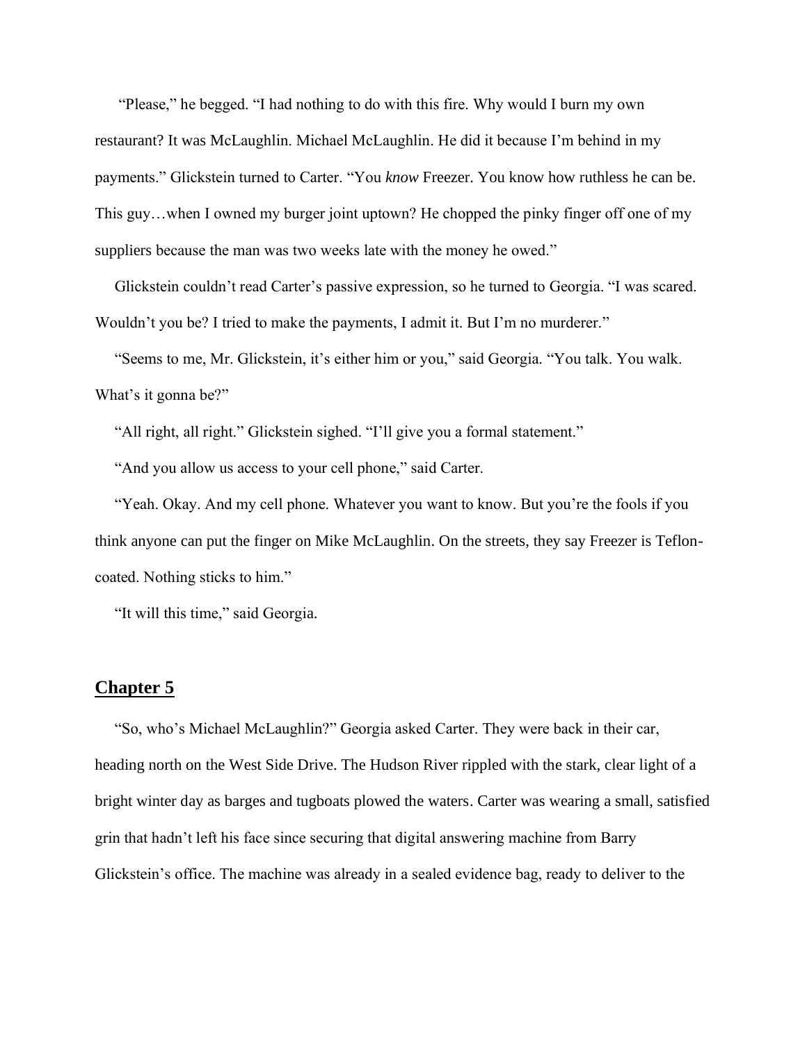"Please," he begged. "I had nothing to do with this fire. Why would I burn my own restaurant? It was McLaughlin. Michael McLaughlin. He did it because I'm behind in my payments." Glickstein turned to Carter. "You *know* Freezer. You know how ruthless he can be. This guy…when I owned my burger joint uptown? He chopped the pinky finger off one of my suppliers because the man was two weeks late with the money he owed."

Glickstein couldn't read Carter's passive expression, so he turned to Georgia. "I was scared. Wouldn't you be? I tried to make the payments, I admit it. But I'm no murderer."

"Seems to me, Mr. Glickstein, it's either him or you," said Georgia. "You talk. You walk. What's it gonna be?"

"All right, all right." Glickstein sighed. "I'll give you a formal statement."

"And you allow us access to your cell phone," said Carter.

"Yeah. Okay. And my cell phone. Whatever you want to know. But you're the fools if you think anyone can put the finger on Mike McLaughlin. On the streets, they say Freezer is Teflon-coated. Nothing sticks to him."

"It will this time," said Georgia.

## Chapter 5

"So, who's Michael McLaughlin?" Georgia asked Carter. They were back in their car, heading north on the West Side Drive. The Hudson River rippled with the stark, clear light of a bright winter day as barges and tugboats plowed the waters. Carter was wearing a small, satisfied grin that hadn't left his face since securing that digital answering machine from Barry Glickstein's office. The machine was already in a sealed evidence bag, ready to deliver to the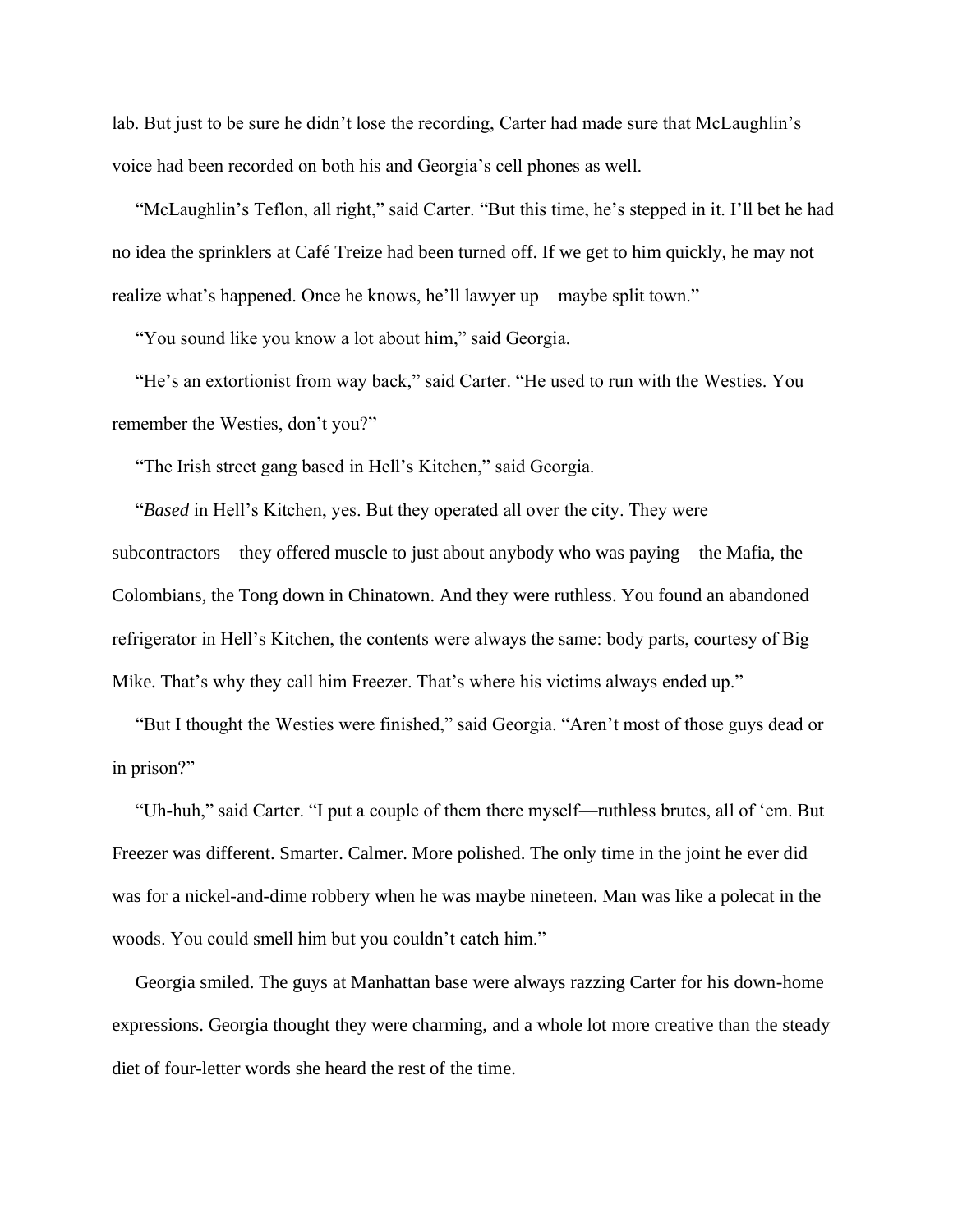lab. But just to be sure he didn't lose the recording, Carter had made sure that McLaughlin's voice had been recorded on both his and Georgia's cell phones as well.

"McLaughlin's Teflon, all right," said Carter. "But this time, he's stepped in it. I'll bet he had no idea the sprinklers at Café Treize had been turned off. If we get to him quickly, he may not realize what's happened. Once he knows, he'll lawyer up—maybe split town."

"You sound like you know a lot about him," said Georgia.

"He's an extortionist from way back," said Carter. "He used to run with the Westies. You remember the Westies, don't you?"

"The Irish street gang based in Hell's Kitchen," said Georgia.

"*Based* in Hell's Kitchen, yes. But they operated all over the city. They were subcontractors—they offered muscle to just about anybody who was paying—the Mafia, the Colombians, the Tong down in Chinatown. And they were ruthless. You found an abandoned refrigerator in Hell's Kitchen, the contents were always the same: body parts, courtesy of Big Mike. That's why they call him Freezer. That's where his victims always ended up."

"But I thought the Westies were finished," said Georgia. "Aren't most of those guys dead or in prison?"

"Uh-huh," said Carter. "I put a couple of them there myself—ruthless brutes, all of 'em. But Freezer was different. Smarter. Calmer. More polished. The only time in the joint he ever did was for a nickel-and-dime robbery when he was maybe nineteen. Man was like a polecat in the woods. You could smell him but you couldn't catch him."

Georgia smiled. The guys at Manhattan base were always razzing Carter for his down-home expressions. Georgia thought they were charming, and a whole lot more creative than the steady diet of four-letter words she heard the rest of the time.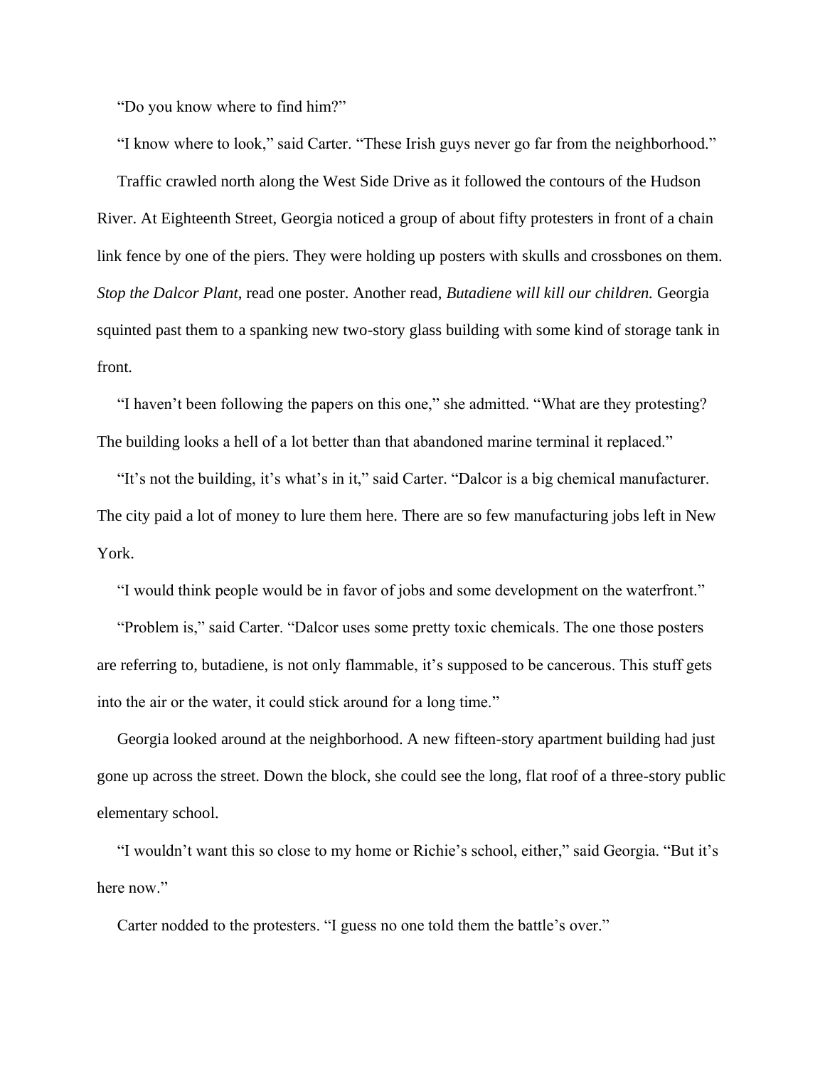"Do you know where to find him?"

"I know where to look," said Carter. "These Irish guys never go far from the neighborhood."

Traffic crawled north along the West Side Drive as it followed the contours of the Hudson River. At Eighteenth Street, Georgia noticed a group of about fifty protesters in front of a chain link fence by one of the piers. They were holding up posters with skulls and crossbones on them. *Stop the Dalcor Plant*, read one poster. Another read, *Butadiene will kill our children.* Georgia squinted past them to a spanking new two-story glass building with some kind of storage tank in front.

"I haven't been following the papers on this one," she admitted. "What are they protesting? The building looks a hell of a lot better than that abandoned marine terminal it replaced."

"It's not the building, it's what's in it," said Carter. "Dalcor is a big chemical manufacturer. The city paid a lot of money to lure them here. There are so few manufacturing jobs left in New York.

"I would think people would be in favor of jobs and some development on the waterfront."

"Problem is," said Carter. "Dalcor uses some pretty toxic chemicals. The one those posters are referring to, butadiene, is not only flammable, it's supposed to be cancerous. This stuff gets into the air or the water, it could stick around for a long time."

Georgia looked around at the neighborhood. A new fifteen-story apartment building had just gone up across the street. Down the block, she could see the long, flat roof of a three-story public elementary school.

"I wouldn't want this so close to my home or Richie's school, either," said Georgia. "But it's here now."

Carter nodded to the protesters. "I guess no one told them the battle's over."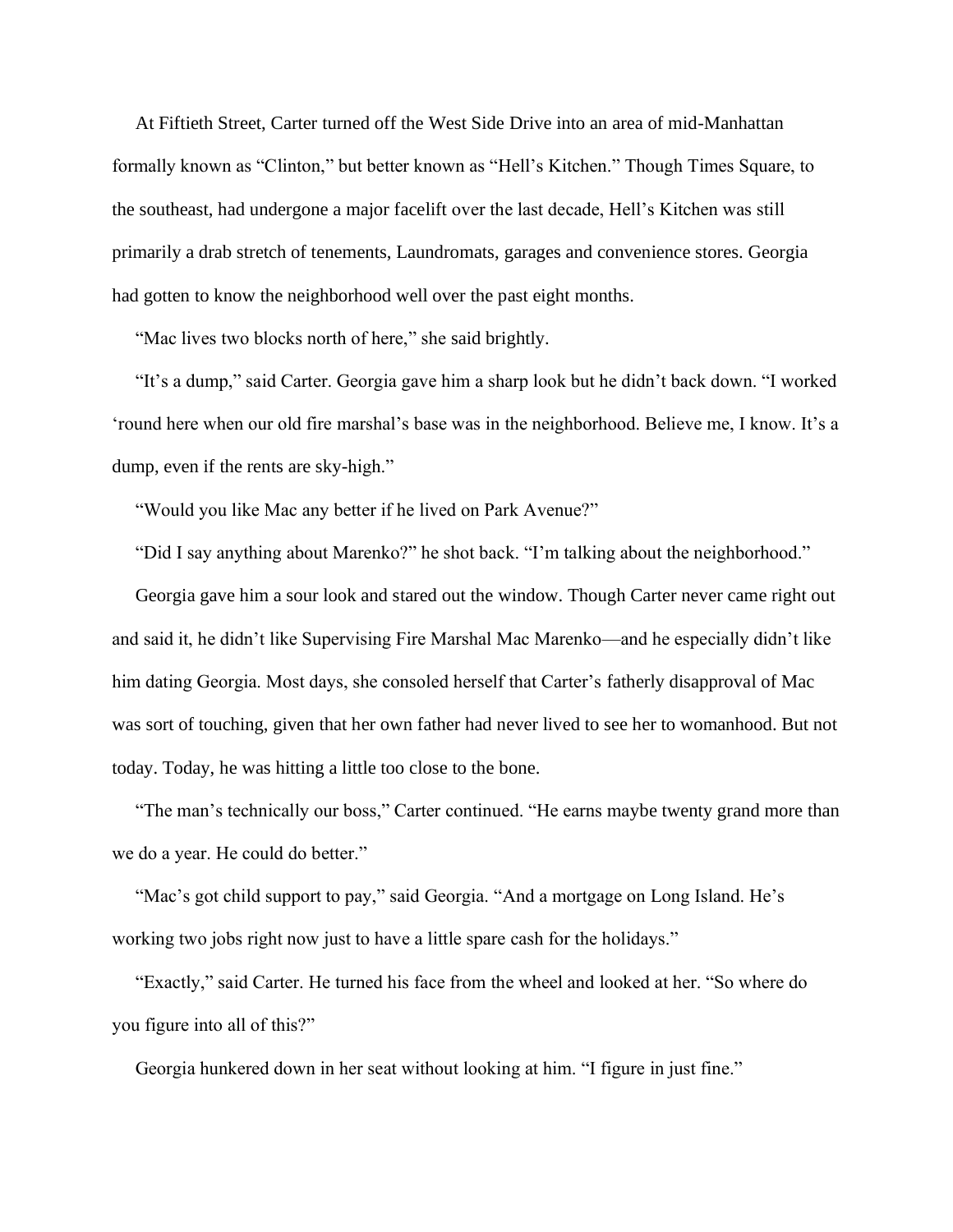At Fiftieth Street, Carter turned off the West Side Drive into an area of mid-Manhattan formally known as "Clinton," but better known as "Hell's Kitchen." Though Times Square, to the southeast, had undergone a major facelift over the last decade, Hell's Kitchen was still primarily a drab stretch of tenements, Laundromats, garages and convenience stores. Georgia had gotten to know the neighborhood well over the past eight months.

"Mac lives two blocks north of here," she said brightly.

"It's a dump," said Carter. Georgia gave him a sharp look but he didn't back down. "I worked 'round here when our old fire marshal's base was in the neighborhood. Believe me, I know. It's a dump, even if the rents are sky-high."

"Would you like Mac any better if he lived on Park Avenue?"

"Did I say anything about Marenko?" he shot back. "I'm talking about the neighborhood."

Georgia gave him a sour look and stared out the window. Though Carter never came right out and said it, he didn't like Supervising Fire Marshal Mac Marenko—and he especially didn't like him dating Georgia. Most days, she consoled herself that Carter's fatherly disapproval of Mac was sort of touching, given that her own father had never lived to see her to womanhood. But not today. Today, he was hitting a little too close to the bone.

"The man's technically our boss," Carter continued. "He earns maybe twenty grand more than we do a year. He could do better."

"Mac's got child support to pay," said Georgia. "And a mortgage on Long Island. He's working two jobs right now just to have a little spare cash for the holidays."

"Exactly," said Carter. He turned his face from the wheel and looked at her. "So where do you figure into all of this?"

Georgia hunkered down in her seat without looking at him. "I figure in just fine."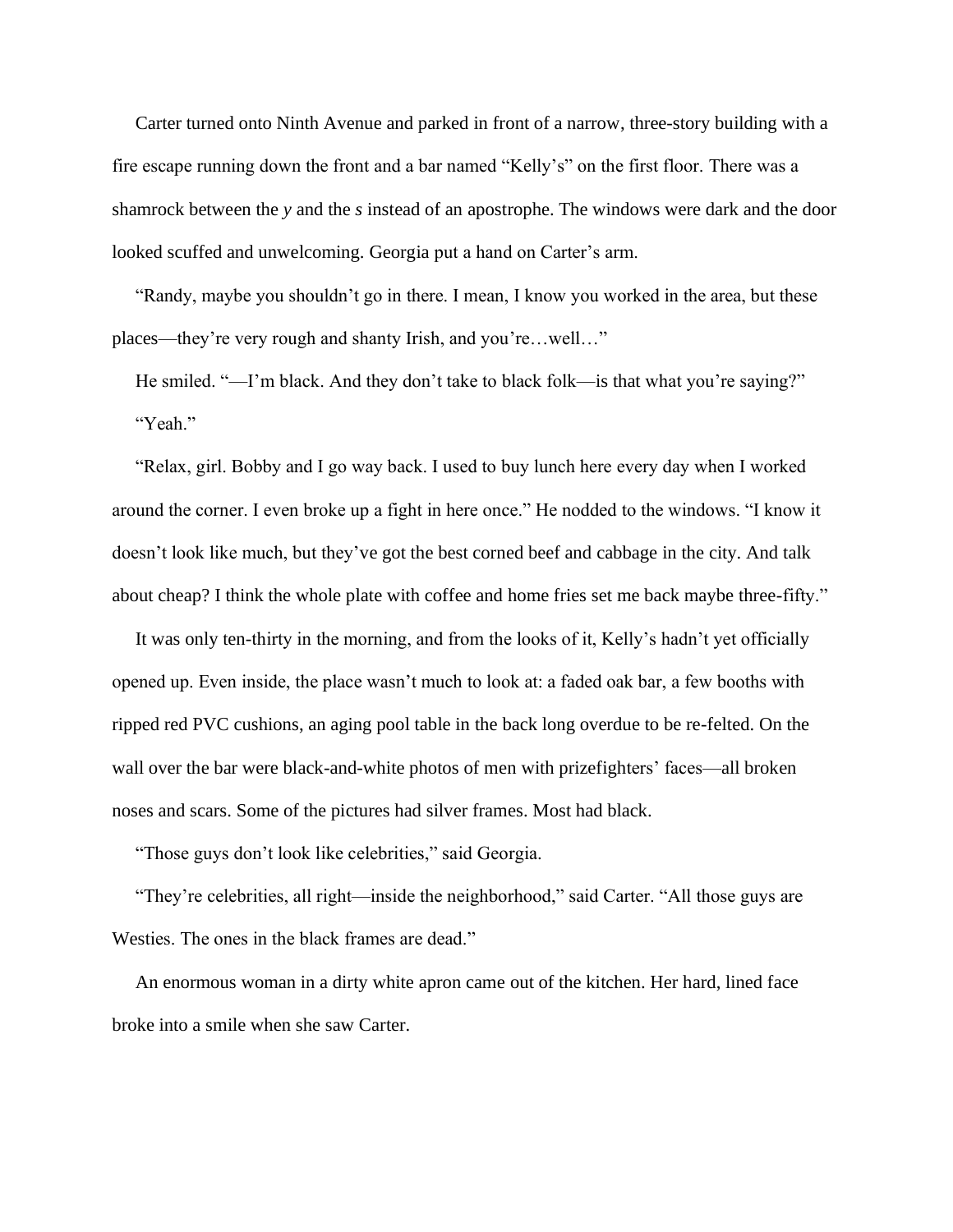Carter turned onto Ninth Avenue and parked in front of a narrow, three-story building with a fire escape running down the front and a bar named "Kelly's" on the first floor. There was a shamrock between the *y* and the *s* instead of an apostrophe. The windows were dark and the door looked scuffed and unwelcoming. Georgia put a hand on Carter's arm.

"Randy, maybe you shouldn't go in there. I mean, I know you worked in the area, but these places—they're very rough and shanty Irish, and you're…well…"

He smiled. "—I'm black. And they don't take to black folk—is that what you're saying?"

"Yeah."

"Relax, girl. Bobby and I go way back. I used to buy lunch here every day when I worked around the corner. I even broke up a fight in here once." He nodded to the windows. "I know it doesn't look like much, but they've got the best corned beef and cabbage in the city. And talk about cheap? I think the whole plate with coffee and home fries set me back maybe three-fifty."

It was only ten-thirty in the morning, and from the looks of it, Kelly's hadn't yet officially opened up. Even inside, the place wasn't much to look at: a faded oak bar, a few booths with ripped red PVC cushions, an aging pool table in the back long overdue to be re-felted. On the wall over the bar were black-and-white photos of men with prizefighters' faces—all broken noses and scars. Some of the pictures had silver frames. Most had black.

"Those guys don't look like celebrities," said Georgia.

"They're celebrities, all right—inside the neighborhood," said Carter. "All those guys are Westies. The ones in the black frames are dead."

An enormous woman in a dirty white apron came out of the kitchen. Her hard, lined face broke into a smile when she saw Carter.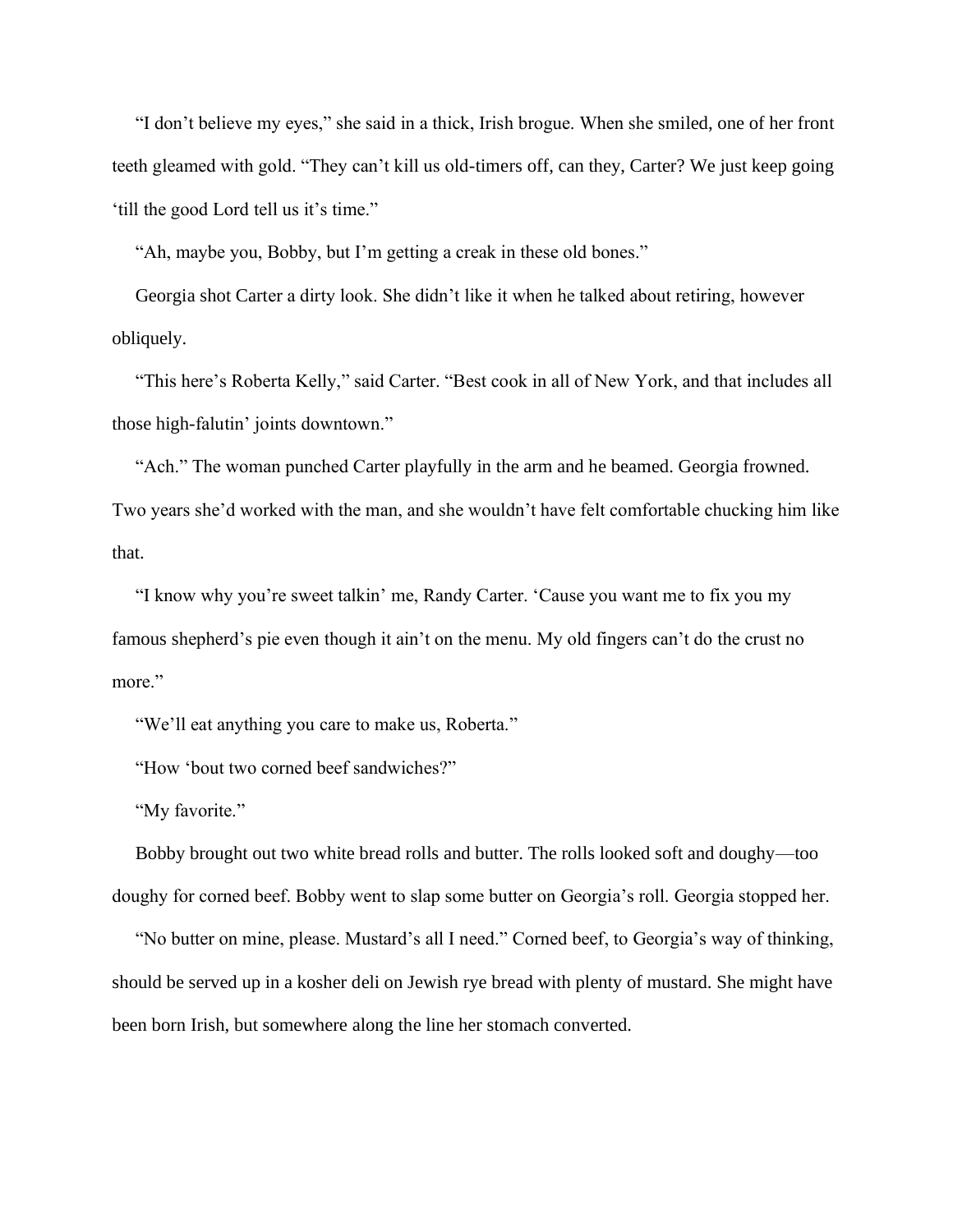"I don't believe my eyes," she said in a thick, Irish brogue. When she smiled, one of her front teeth gleamed with gold. "They can't kill us old-timers off, can they, Carter? We just keep going 'till the good Lord tell us it's time."

"Ah, maybe you, Bobby, but I'm getting a creak in these old bones."

Georgia shot Carter a dirty look. She didn't like it when he talked about retiring, however obliquely.

"This here's Roberta Kelly," said Carter. "Best cook in all of New York, and that includes all those high-falutin' joints downtown."

"Ach." The woman punched Carter playfully in the arm and he beamed. Georgia frowned. Two years she'd worked with the man, and she wouldn't have felt comfortable chucking him like that.

"I know why you're sweet talkin' me, Randy Carter. 'Cause you want me to fix you my famous shepherd's pie even though it ain't on the menu. My old fingers can't do the crust no more."

"We'll eat anything you care to make us, Roberta."

"How 'bout two corned beef sandwiches?"

"My favorite."

Bobby brought out two white bread rolls and butter. The rolls looked soft and doughy—too doughy for corned beef. Bobby went to slap some butter on Georgia's roll. Georgia stopped her.

"No butter on mine, please. Mustard's all I need." Corned beef, to Georgia's way of thinking, should be served up in a kosher deli on Jewish rye bread with plenty of mustard. She might have been born Irish, but somewhere along the line her stomach converted.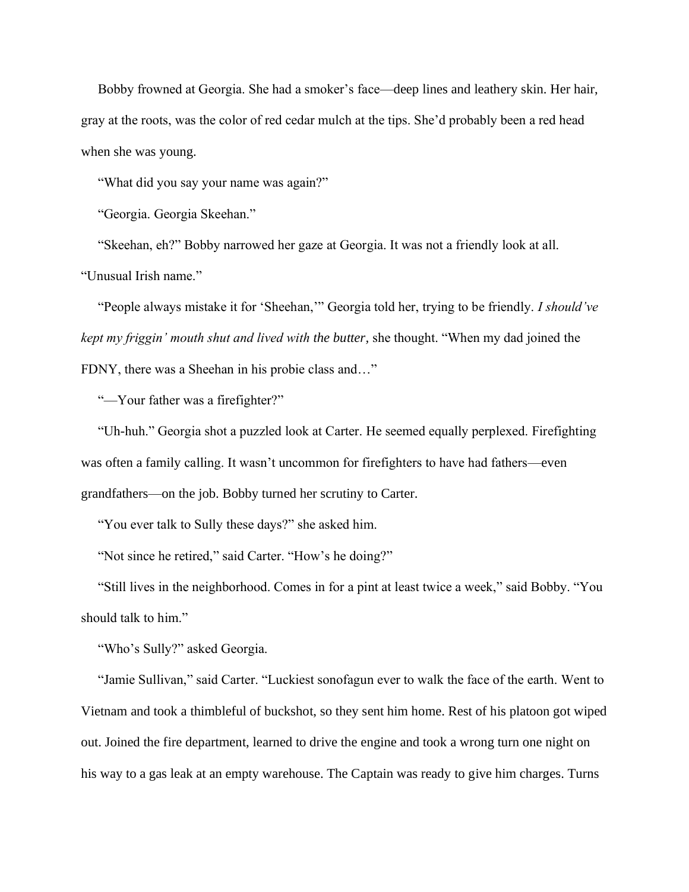Bobby frowned at Georgia. She had a smoker's face—deep lines and leathery skin. Her hair, gray at the roots, was the color of red cedar mulch at the tips. She'd probably been a red head when she was young.

"What did you say your name was again?"

"Georgia. Georgia Skeehan."

"Skeehan, eh?" Bobby narrowed her gaze at Georgia. It was not a friendly look at all. "Unusual Irish name."

"People always mistake it for 'Sheehan,'" Georgia told her, trying to be friendly. *I should've kept my friggin' mouth shut and lived with the butter,* she thought. "When my dad joined the FDNY, there was a Sheehan in his probie class and…"

"—Your father was a firefighter?"

"Uh-huh." Georgia shot a puzzled look at Carter. He seemed equally perplexed. Firefighting was often a family calling. It wasn't uncommon for firefighters to have had fathers—even grandfathers—on the job. Bobby turned her scrutiny to Carter.

"You ever talk to Sully these days?" she asked him.

"Not since he retired," said Carter. "How's he doing?"

"Still lives in the neighborhood. Comes in for a pint at least twice a week," said Bobby. "You should talk to him."

"Who's Sully?" asked Georgia.

"Jamie Sullivan," said Carter. "Luckiest sonofagun ever to walk the face of the earth. Went to Vietnam and took a thimbleful of buckshot, so they sent him home. Rest of his platoon got wiped out. Joined the fire department, learned to drive the engine and took a wrong turn one night on his way to a gas leak at an empty warehouse. The Captain was ready to give him charges. Turns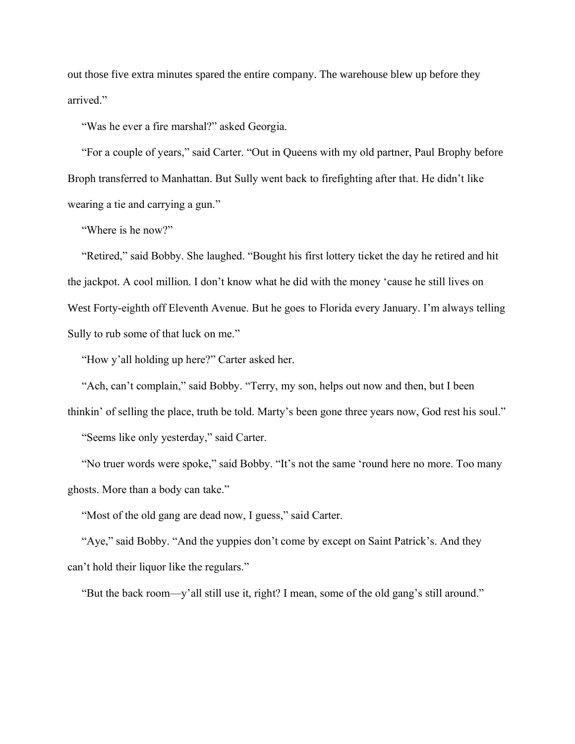out those five extra minutes spared the entire company. The warehouse blew up before they arrived."

"Was he ever a fire marshal?" asked Georgia.

"For a couple of years," said Carter. "Out in Queens with my old partner, Paul Brophy before Broph transferred to Manhattan. But Sully went back to firefighting after that. He didn't like wearing a tie and carrying a gun."

"Where is he now?"

"Retired," said Bobby. She laughed. "Bought his first lottery ticket the day he retired and hit the jackpot. A cool million. I don't know what he did with the money 'cause he still lives on West Forty-eighth off Eleventh Avenue. But he goes to Florida every January. I'm always telling Sully to rub some of that luck on me."

"How y'all holding up here?" Carter asked her.

"Ach, can't complain," said Bobby. "Terry, my son, helps out now and then, but I been thinkin' of selling the place, truth be told. Marty's been gone three years now, God rest his soul."

"Seems like only yesterday," said Carter.

"No truer words were spoke," said Bobby. "It's not the same 'round here no more. Too many ghosts. More than a body can take."

"Most of the old gang are dead now, I guess," said Carter.

"Aye," said Bobby. "And the yuppies don't come by except on Saint Patrick's. And they can't hold their liquor like the regulars."

"But the back room—y'all still use it, right? I mean, some of the old gang's still around."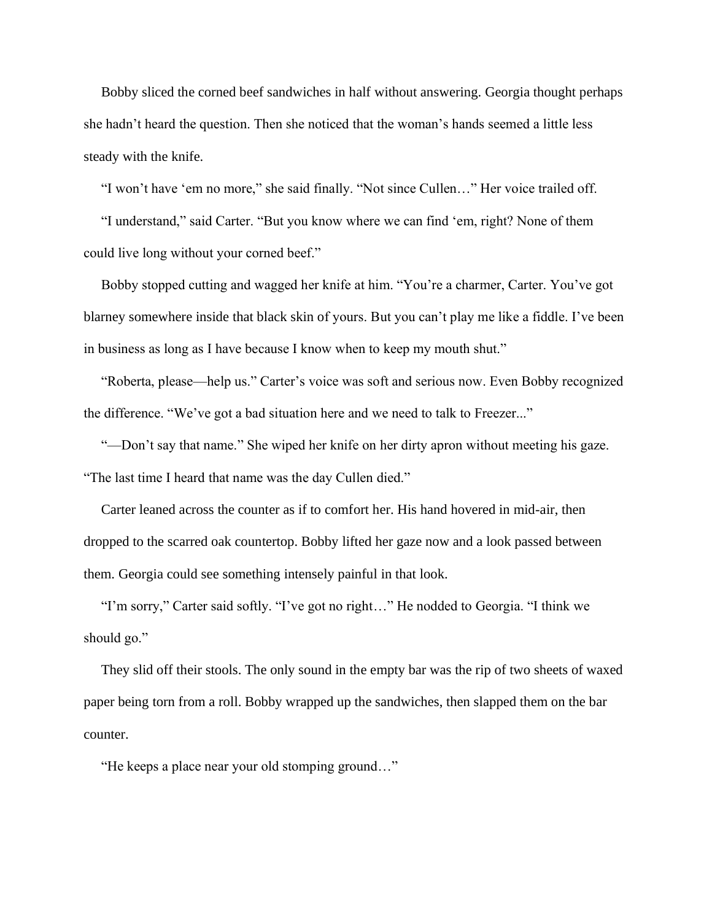Bobby sliced the corned beef sandwiches in half without answering. Georgia thought perhaps she hadn't heard the question. Then she noticed that the woman's hands seemed a little less steady with the knife.

"I won't have 'em no more," she said finally. "Not since Cullen…" Her voice trailed off.

"I understand," said Carter. "But you know where we can find 'em, right? None of them could live long without your corned beef."

Bobby stopped cutting and wagged her knife at him. "You're a charmer, Carter. You've got blarney somewhere inside that black skin of yours. But you can't play me like a fiddle. I've been in business as long as I have because I know when to keep my mouth shut."

"Roberta, please—help us." Carter's voice was soft and serious now. Even Bobby recognized the difference. "We've got a bad situation here and we need to talk to Freezer..."

"—Don't say that name." She wiped her knife on her dirty apron without meeting his gaze. "The last time I heard that name was the day Cullen died."

Carter leaned across the counter as if to comfort her. His hand hovered in mid-air, then dropped to the scarred oak countertop. Bobby lifted her gaze now and a look passed between them. Georgia could see something intensely painful in that look.

"I'm sorry," Carter said softly. "I've got no right…" He nodded to Georgia. "I think we should go."

They slid off their stools. The only sound in the empty bar was the rip of two sheets of waxed paper being torn from a roll. Bobby wrapped up the sandwiches, then slapped them on the bar counter.

"He keeps a place near your old stomping ground…"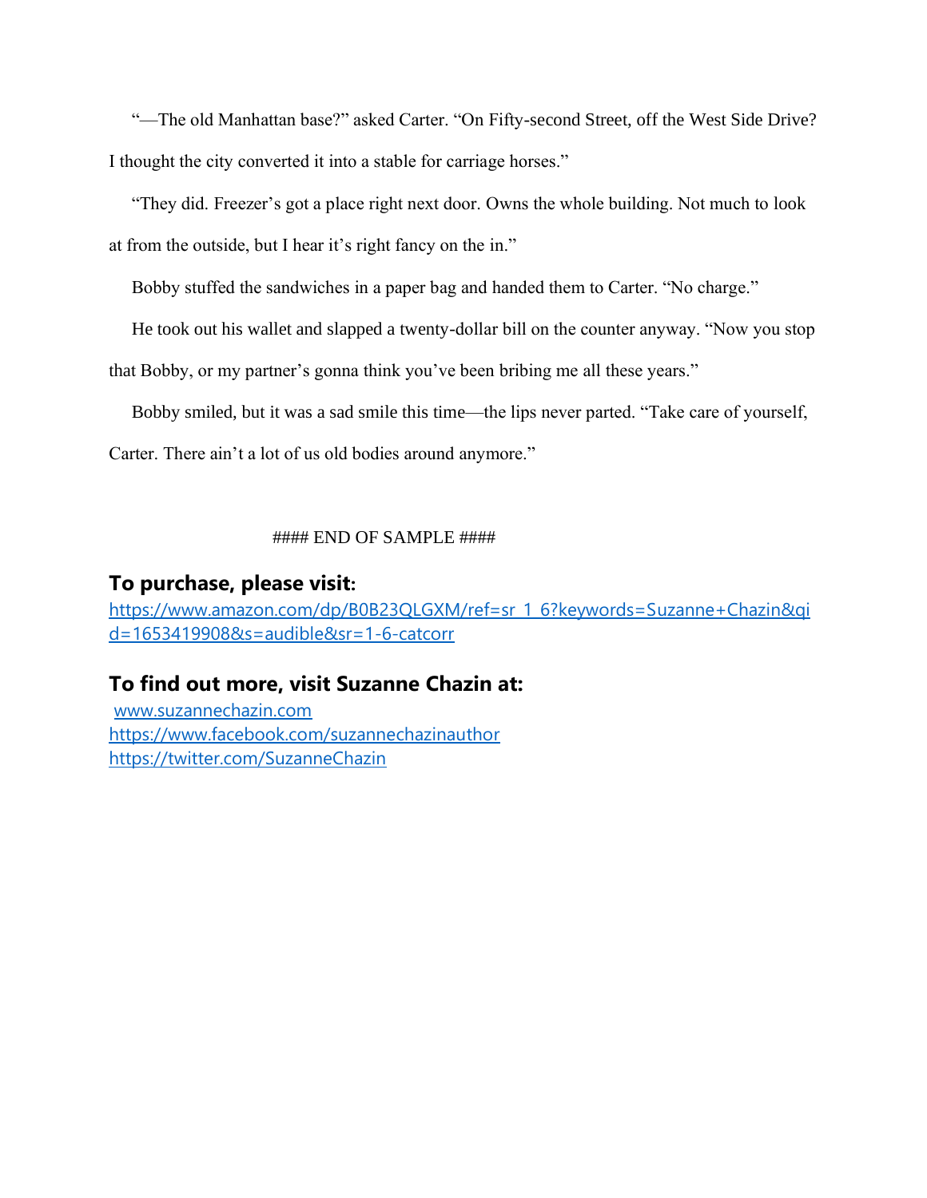"—The old Manhattan base?" asked Carter. "On Fifty-second Street, off the West Side Drive? I thought the city converted it into a stable for carriage horses."

"They did. Freezer's got a place right next door. Owns the whole building. Not much to look at from the outside, but I hear it's right fancy on the in."

Bobby stuffed the sandwiches in a paper bag and handed them to Carter. "No charge."

He took out his wallet and slapped a twenty-dollar bill on the counter anyway. "Now you stop that Bobby, or my partner's gonna think you've been bribing me all these years."

Bobby smiled, but it was a sad smile this time—the lips never parted. "Take care of yourself, Carter. There ain't a lot of us old bodies around anymore."

#### END OF SAMPLE ####

## To purchase, please visit:

https://www.amazon.com/dp/B0B23QLGXM/ref=sr_1_6?keywords=Suzanne+Chazin&qid=1653419908&s=audible&sr=1-6-catcorr

## To find out more, visit Suzanne Chazin at:

www.suzannechazin.com
https://www.facebook.com/suzannechazinauthor
https://twitter.com/SuzanneChazin